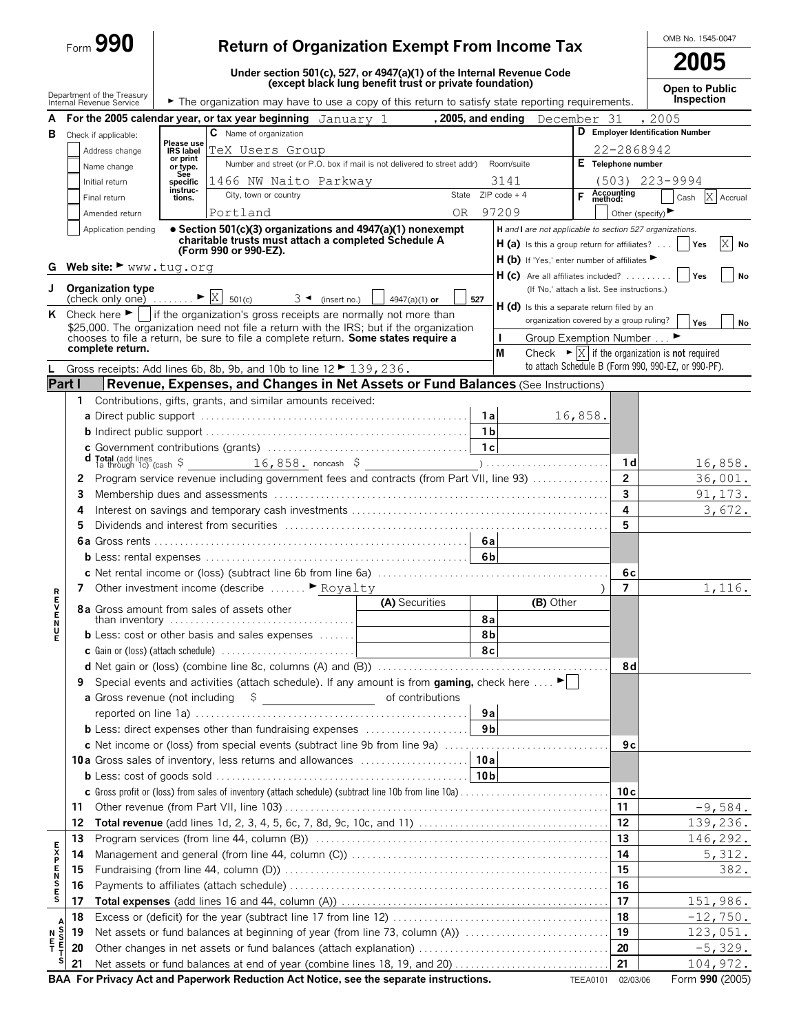Form **990**

# Return of Organization Exempt From Income Tax

**Under section 501(c), 527, or 4947(a)(1) of the Internal Revenue Code (except black lung benefit trust or private foundation)**

Department of the Treasury
Internal Revenue Service

► The organization may have to use a copy of this return to satisfy state reporting requirements.

OMB No. 1545-0047

**2005**

**Open to Public Inspection**

**A** For the 2005 calendar year, or tax year beginning January 1, 2005, and ending December 31, 2005

**B** Check if applicable:
- [ ] Address change
- [ ] Name change
- [ ] Initial return
- [ ] Final return
- [ ] Amended return
- [ ] Application pending

Please use IRS label or print or type. See specific instructions.

**C** Name of organization: TeX Users Group

Number and street (or P.O. box if mail is not delivered to street addr): 1466 NW Naito Parkway — Room/suite: 3141

City, town or country: Portland — State: OR — ZIP code + 4: 97209

**D** Employer Identification Number: 22-2868942

**E** Telephone number: (503) 223-9994

**F** Accounting method: [ ] Cash [X] Accrual — Other (specify) ►

• **Section 501(c)(3) organizations and 4947(a)(1) nonexempt charitable trusts must attach a completed Schedule A (Form 990 or 990-EZ).**

*H and I are not applicable to section 527 organizations.*

**H (a)** Is this a group return for affiliates? [ ] Yes [X] No

**H (b)** If 'Yes,' enter number of affiliates ►

**H (c)** Are all affiliates included? [ ] Yes [ ] No (If 'No,' attach a list. See instructions.)

**H (d)** Is this a separate return filed by an organization covered by a group ruling? [ ] Yes [ ] No

**G** Web site: ► www.tug.org

**I** Group Exemption Number ... ►

**J** Organization type (check only one) ........ ► [X] 501(c) 3 ◄ (insert no.) [ ] 4947(a)(1) or [ ] 527

**K** Check here ► [ ] if the organization's gross receipts are normally not more than $25,000. The organization need not file a return with the IRS; but if the organization chooses to file a return, be sure to file a complete return. **Some states require a complete return.**

**M** Check ► [X] if the organization is **not** required to attach Schedule B (Form 990, 990-EZ, or 990-PF).

**L** Gross receipts: Add lines 6b, 8b, 9b, and 10b to line 12 ► 139,236.

## Part I — Revenue, Expenses, and Changes in Net Assets or Fund Balances (See Instructions)

### Revenue

| Line | Description | | Amount | Line | Total |
|---|---|---|---|---|---|
| 1 | Contributions, gifts, grants, and similar amounts received: | | | | |
| a | Direct public support | 1a | 16,858. | | |
| b | Indirect public support | 1b | | | |
| c | Government contributions (grants) | 1c | | | |
| d | Total (add lines 1a through 1c) (cash $ 16,858. noncash $ ) | | | 1d | 16,858. |
| 2 | Program service revenue including government fees and contracts (from Part VII, line 93) | | | 2 | 36,001. |
| 3 | Membership dues and assessments | | | 3 | 91,173. |
| 4 | Interest on savings and temporary cash investments | | | 4 | 3,672. |
| 5 | Dividends and interest from securities | | | 5 | |
| 6a | Gross rents | 6a | | | |
| b | Less: rental expenses | 6b | | | |
| c | Net rental income or (loss) (subtract line 6b from line 6a) | | | 6c | |
| 7 | Other investment income (describe ► Royalty) | | | 7 | 1,116. |

| Line | Description | (A) Securities | | (B) Other | Line | Total |
|---|---|---|---|---|---|---|
| 8a | Gross amount from sales of assets other than inventory | | 8a | | | |
| b | Less: cost or other basis and sales expenses | | 8b | | | |
| c | Gain or (loss) (attach schedule) | | 8c | | | |
| d | Net gain or (loss) (combine line 8c, columns (A) and (B)) | | | | 8d | |

| Line | Description | | Amount | Line | Total |
|---|---|---|---|---|---|
| 9 | Special events and activities (attach schedule). If any amount is from **gaming,** check here ► [ ] | | | | |
| a | Gross revenue (not including $ of contributions reported on line 1a) | 9a | | | |
| b | Less: direct expenses other than fundraising expenses | 9b | | | |
| c | Net income or (loss) from special events (subtract line 9b from line 9a) | | | 9c | |
| 10a | Gross sales of inventory, less returns and allowances | 10a | | | |
| b | Less: cost of goods sold | 10b | | | |
| c | Gross profit or (loss) from sales of inventory (attach schedule) (subtract line 10b from line 10a) | | | 10c | |
| 11 | Other revenue (from Part VII, line 103) | | | 11 | -9,584. |
| 12 | **Total revenue** (add lines 1d, 2, 3, 4, 5, 6c, 7, 8d, 9c, 10c, and 11) | | | 12 | 139,236. |

### Expenses

| Line | Description | Line | Amount |
|---|---|---|---|
| 13 | Program services (from line 44, column (B)) | 13 | 146,292. |
| 14 | Management and general (from line 44, column (C)) | 14 | 5,312. |
| 15 | Fundraising (from line 44, column (D)) | 15 | 382. |
| 16 | Payments to affiliates (attach schedule) | 16 | |
| 17 | **Total expenses** (add lines 16 and 44, column (A)) | 17 | 151,986. |

### Net Assets

| Line | Description | Line | Amount |
|---|---|---|---|
| 18 | Excess or (deficit) for the year (subtract line 17 from line 12) | 18 | -12,750. |
| 19 | Net assets or fund balances at beginning of year (from line 73, column (A)) | 19 | 123,051. |
| 20 | Other changes in net assets or fund balances (attach explanation) | 20 | -5,329. |
| 21 | Net assets or fund balances at end of year (combine lines 18, 19, and 20) | 21 | 104,972. |

**BAA For Privacy Act and Paperwork Reduction Act Notice, see the separate instructions.** TEEA0101 02/03/06 Form **990** (2005)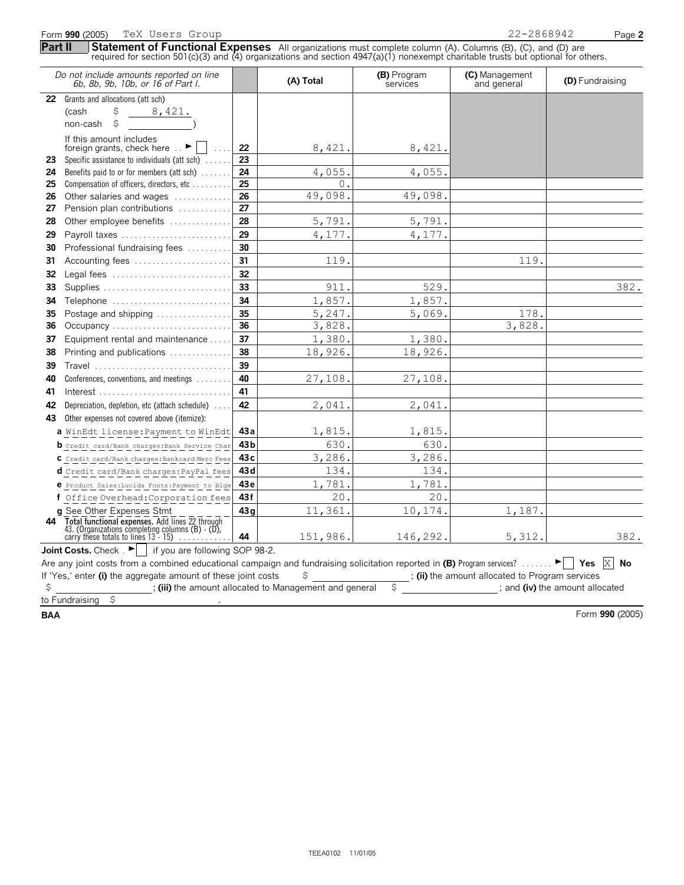Form **990** (2005) TeX Users Group 22-2868942

**Part II** **Statement of Functional Expenses** All organizations must complete column (A). Columns (B), (C), and (D) are required for section 501(c)(3) and (4) organizations and section 4947(a)(1) nonexempt charitable trusts but optional for others.

| *Do not include amounts reported on line 6b, 8b, 9b, 10b, or 16 of Part I.* | | (A) Total | (B) Program services | (C) Management and general | (D) Fundraising |
|---|---|---|---|---|---|
| **22** Grants and allocations (att sch) (cash $ 8,421. non-cash $ ) If this amount includes foreign grants, check here ► ☐ | 22 | 8,421. | 8,421. | | |
| **23** Specific assistance to individuals (att sch) | 23 | | | | |
| **24** Benefits paid to or for members (att sch) | 24 | 4,055. | 4,055. | | |
| **25** Compensation of officers, directors, etc | 25 | 0. | | | |
| **26** Other salaries and wages | 26 | 49,098. | 49,098. | | |
| **27** Pension plan contributions | 27 | | | | |
| **28** Other employee benefits | 28 | 5,791. | 5,791. | | |
| **29** Payroll taxes | 29 | 4,177. | 4,177. | | |
| **30** Professional fundraising fees | 30 | | | | |
| **31** Accounting fees | 31 | 119. | | 119. | |
| **32** Legal fees | 32 | | | | |
| **33** Supplies | 33 | 911. | 529. | | 382. |
| **34** Telephone | 34 | 1,857. | 1,857. | | |
| **35** Postage and shipping | 35 | 5,247. | 5,069. | 178. | |
| **36** Occupancy | 36 | 3,828. | | 3,828. | |
| **37** Equipment rental and maintenance | 37 | 1,380. | 1,380. | | |
| **38** Printing and publications | 38 | 18,926. | 18,926. | | |
| **39** Travel | 39 | | | | |
| **40** Conferences, conventions, and meetings | 40 | 27,108. | 27,108. | | |
| **41** Interest | 41 | | | | |
| **42** Depreciation, depletion, etc (attach schedule) | 42 | 2,041. | 2,041. | | |
| **43** Other expenses not covered above (itemize): | | | | | |
| **a** WinEdt license:Payment to WinEdt | 43a | 1,815. | 1,815. | | |
| **b** Credit card/Bank charges:Bank Service Char | 43b | 630. | 630. | | |
| **c** Credit card/Bank charges:Bankcard Merc Fees | 43c | 3,286. | 3,286. | | |
| **d** Credit card/Bank charges:PayPal fees | 43d | 134. | 134. | | |
| **e** Product Sales:Lucida Fonts:Payment to Bige | 43e | 1,781. | 1,781. | | |
| **f** Office Overhead:Corporation fees | 43f | 20. | 20. | | |
| **g** See Other Expenses Stmt | 43g | 11,361. | 10,174. | 1,187. | |
| **44** **Total functional expenses.** Add lines 22 through 43. (Organizations completing columns (B) - (D), carry these totals to lines 13 - 15) | 44 | 151,986. | 146,292. | 5,312. | 382. |

**Joint Costs.** Check . ► ☐ if you are following SOP 98-2.

Are any joint costs from a combined educational campaign and fundraising solicitation reported in **(B)** Program services? ► ☐ **Yes** ☒ **No**

If 'Yes,' enter **(i)** the aggregate amount of these joint costs $ ______; **(ii)** the amount allocated to Program services $ ______; **(iii)** the amount allocated to Management and general $ ______; and **(iv)** the amount allocated to Fundraising $ ______.

BAA Form **990** (2005)

TEEA0102 11/01/05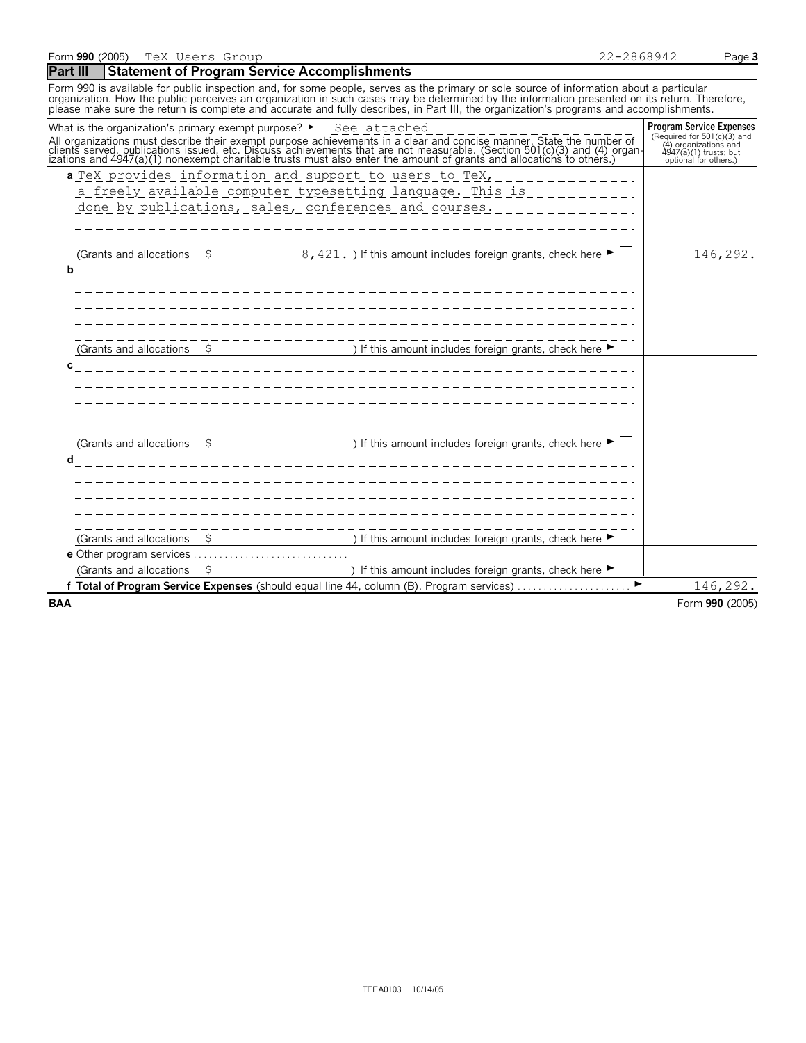Form **990** (2005) TeX Users Group 22-2868942 Page **3**

## Part III Statement of Program Service Accomplishments

Form 990 is available for public inspection and, for some people, serves as the primary or sole source of information about a particular organization. How the public perceives an organization in such cases may be determined by the information presented on its return. Therefore, please make sure the return is complete and accurate and fully describes, in Part III, the organization's programs and accomplishments.

| What is the organization's primary exempt purpose? ► See attached<br>All organizations must describe their exempt purpose achievements in a clear and concise manner. State the number of clients served, publications issued, etc. Discuss achievements that are not measurable. (Section 501(c)(3) and (4) organizations and 4947(a)(1) nonexempt charitable trusts must also enter the amount of grants and allocations to others.) | **Program Service Expenses** (Required for 501(c)(3) and (4) organizations and 4947(a)(1) trusts; but optional for others.) |
|---|---|
| **a** TeX provides information and support to users to TeX, a freely available computer typesetting language. This is done by publications, sales, conferences and courses.<br>(Grants and allocations $ 8,421. ) If this amount includes foreign grants, check here ► ☐ | 146,292. |
| **b**<br>(Grants and allocations $ ) If this amount includes foreign grants, check here ► ☐ | |
| **c**<br>(Grants and allocations $ ) If this amount includes foreign grants, check here ► ☐ | |
| **d**<br>(Grants and allocations $ ) If this amount includes foreign grants, check here ► ☐ | |
| **e** Other program services<br>(Grants and allocations $ ) If this amount includes foreign grants, check here ► ☐ | |
| **f Total of Program Service Expenses** (should equal line 44, column (B), Program services) ► | 146,292. |

**BAA** Form **990** (2005)

TEEA0103 10/14/05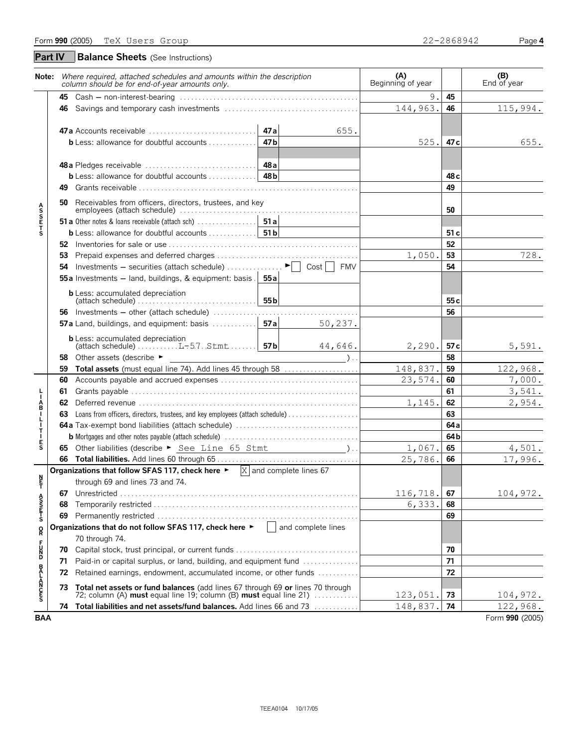Form **990** (2005) TeX Users Group 22-2868942

## Part IV Balance Sheets (See Instructions)

| Note: *Where required, attached schedules and amounts within the description column should be for end-of-year amounts only.* | | | (A) Beginning of year | | (B) End of year |
|---|---|---|---|---|---|
| **ASSETS** 45 Cash – non-interest-bearing | | | 9. | 45 | |
| 46 Savings and temporary cash investments | | | 144,963. | 46 | 115,994. |
| 47a Accounts receivable | 47a | 655. | | | |
| b Less: allowance for doubtful accounts | 47b | | 525. | 47c | 655. |
| 48a Pledges receivable | 48a | | | | |
| b Less: allowance for doubtful accounts | 48b | | | 48c | |
| 49 Grants receivable | | | | 49 | |
| 50 Receivables from officers, directors, trustees, and key employees (attach schedule) | | | | 50 | |
| 51a Other notes & loans receivable (attach sch) | 51a | | | | |
| b Less: allowance for doubtful accounts | 51b | | | 51c | |
| 52 Inventories for sale or use | | | | 52 | |
| 53 Prepaid expenses and deferred charges | | | 1,050. | 53 | 728. |
| 54 Investments – securities (attach schedule) ► [ ] Cost [ ] FMV | | | | 54 | |
| 55a Investments – land, buildings, & equipment: basis | 55a | | | | |
| b Less: accumulated depreciation (attach schedule) | 55b | | | 55c | |
| 56 Investments – other (attach schedule) | | | | 56 | |
| 57a Land, buildings, and equipment: basis | 57a | 50,237. | | | |
| b Less: accumulated depreciation (attach schedule) L-57 Stmt | 57b | 44,646. | 2,290. | 57c | 5,591. |
| 58 Other assets (describe ► ) | | | | 58 | |
| 59 **Total assets** (must equal line 74). Add lines 45 through 58 | | | 148,837. | 59 | 122,968. |
| **LIABILITIES** 60 Accounts payable and accrued expenses | | | 23,574. | 60 | 7,000. |
| 61 Grants payable | | | | 61 | 3,541. |
| 62 Deferred revenue | | | 1,145. | 62 | 2,954. |
| 63 Loans from officers, directors, trustees, and key employees (attach schedule) | | | | 63 | |
| 64a Tax-exempt bond liabilities (attach schedule) | | | | 64a | |
| b Mortgages and other notes payable (attach schedule) | | | | 64b | |
| 65 Other liabilities (describe ► See Line 65 Stmt ) | | | 1,067. | 65 | 4,501. |
| 66 **Total liabilities.** Add lines 60 through 65 | | | 25,786. | 66 | 17,996. |
| **NET ASSETS OR FUND BALANCES** **Organizations that follow SFAS 117, check here** ► [X] and complete lines 67 through 69 and lines 73 and 74. | | | | | |
| 67 Unrestricted | | | 116,718. | 67 | 104,972. |
| 68 Temporarily restricted | | | 6,333. | 68 | |
| 69 Permanently restricted | | | | 69 | |
| **Organizations that do not follow SFAS 117, check here** ► [ ] and complete lines 70 through 74. | | | | | |
| 70 Capital stock, trust principal, or current funds | | | | 70 | |
| 71 Paid-in or capital surplus, or land, building, and equipment fund | | | | 71 | |
| 72 Retained earnings, endowment, accumulated income, or other funds | | | | 72 | |
| 73 **Total net assets or fund balances** (add lines 67 through 69 **or** lines 70 through 72; column (A) **must** equal line 19; column (B) **must** equal line 21) | | | 123,051. | 73 | 104,972. |
| 74 **Total liabilities and net assets/fund balances.** Add lines 66 and 73 | | | 148,837. | 74 | 122,968. |

BAA Form **990** (2005)

TEEA0104 10/17/05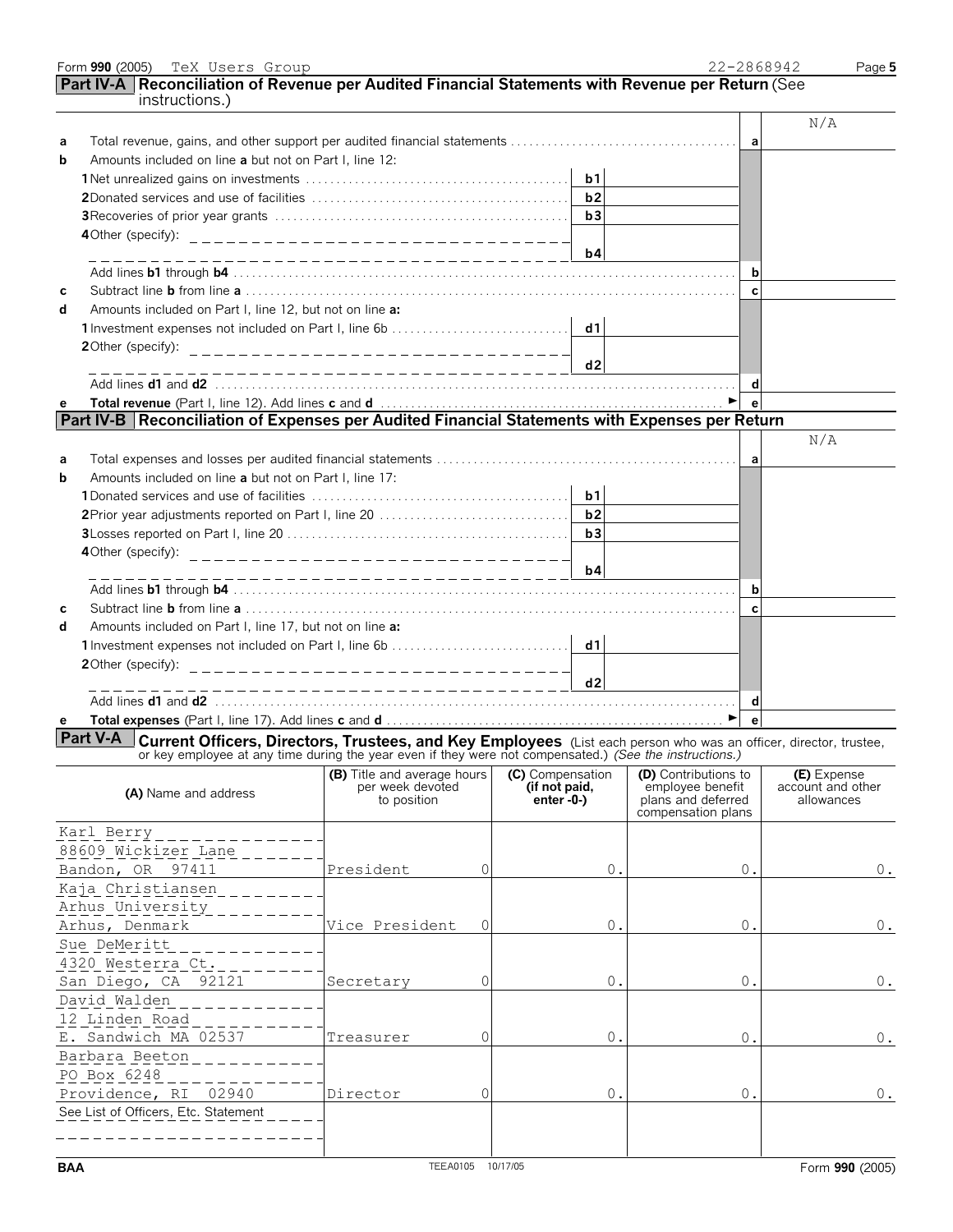Form **990** (2005) TeX Users Group 22-2868942 Page **5**

## Part IV-A Reconciliation of Revenue per Audited Financial Statements with Revenue per Return (See instructions.)

| | | | | | N/A |
|---|---|---|---|---|---|
| **a** | Total revenue, gains, and other support per audited financial statements | | | **a** | |
| **b** | Amounts included on line **a** but not on Part I, line 12: | | | | |
| | **1** Net unrealized gains on investments | **b1** | | | |
| | **2** Donated services and use of facilities | **b2** | | | |
| | **3** Recoveries of prior year grants | **b3** | | | |
| | **4** Other (specify): | **b4** | | | |
| | Add lines **b1** through **b4** | | | **b** | |
| **c** | Subtract line **b** from line **a** | | | **c** | |
| **d** | Amounts included on Part I, line 12, but not on line **a:** | | | | |
| | **1** Investment expenses not included on Part I, line 6b | **d1** | | | |
| | **2** Other (specify): | **d2** | | | |
| | Add lines **d1** and **d2** | | | **d** | |
| **e** | **Total revenue** (Part I, line 12). Add lines **c** and **d** ► | | | **e** | |

## Part IV-B Reconciliation of Expenses per Audited Financial Statements with Expenses per Return

| | | | | | N/A |
|---|---|---|---|---|---|
| **a** | Total expenses and losses per audited financial statements | | | **a** | |
| **b** | Amounts included on line **a** but not on Part I, line 17: | | | | |
| | **1** Donated services and use of facilities | **b1** | | | |
| | **2** Prior year adjustments reported on Part I, line 20 | **b2** | | | |
| | **3** Losses reported on Part I, line 20 | **b3** | | | |
| | **4** Other (specify): | **b4** | | | |
| | Add lines **b1** through **b4** | | | **b** | |
| **c** | Subtract line **b** from line **a** | | | **c** | |
| **d** | Amounts included on Part I, line 17, but not on line **a:** | | | | |
| | **1** Investment expenses not included on Part I, line 6b | **d1** | | | |
| | **2** Other (specify): | **d2** | | | |
| | Add lines **d1** and **d2** | | | **d** | |
| **e** | **Total expenses** (Part I, line 17). Add lines **c** and **d** ► | | | **e** | |

## Part V-A Current Officers, Directors, Trustees, and Key Employees (List each person who was an officer, director, trustee, or key employee at any time during the year even if they were not compensated.) *(See the instructions.)*

| (A) Name and address | (B) Title and average hours per week devoted to position | (C) Compensation (if not paid, enter -0-) | (D) Contributions to employee benefit plans and deferred compensation plans | (E) Expense account and other allowances |
|---|---|---|---|---|
| Karl Berry<br>88609 Wickizer Lane<br>Bandon, OR 97411 | President 0 | 0. | 0. | 0. |
| Kaja Christiansen<br>Arhus University<br>Arhus, Denmark | Vice President 0 | 0. | 0. | 0. |
| Sue DeMeritt<br>4320 Westerra Ct.<br>San Diego, CA 92121 | Secretary 0 | 0. | 0. | 0. |
| David Walden<br>12 Linden Road<br>E. Sandwich MA 02537 | Treasurer 0 | 0. | 0. | 0. |
| Barbara Beeton<br>PO Box 6248<br>Providence, RI 02940 | Director 0 | 0. | 0. | 0. |
| See List of Officers, Etc. Statement | | | | |

BAA TEEA0105 10/17/05 Form **990** (2005)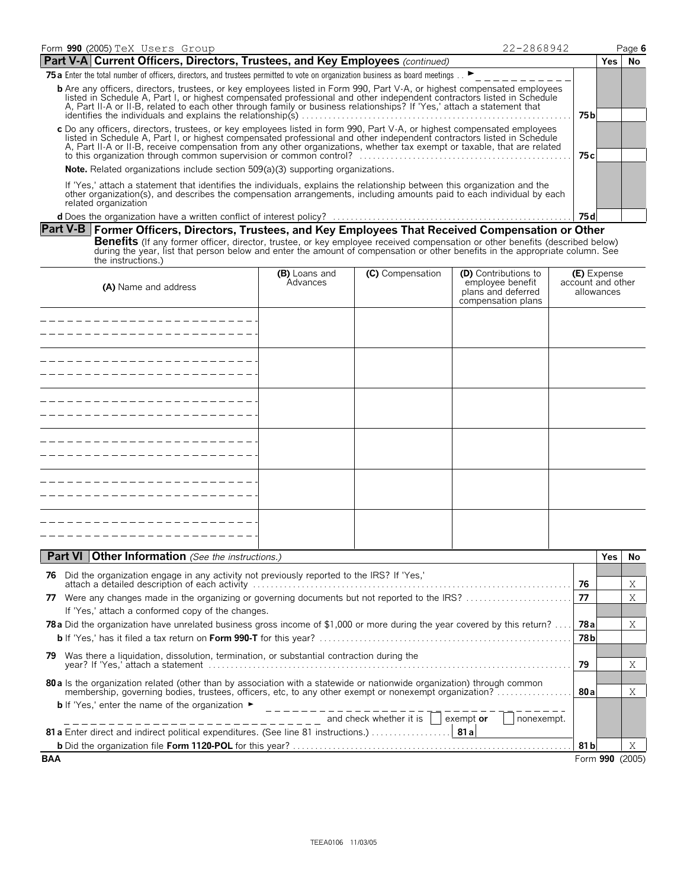Form **990** (2005) TeX Users Group 22-2868942

## Part V-A Current Officers, Directors, Trustees, and Key Employees *(continued)*

| | | Yes | No |
|---|---|---|---|
| **75a** Enter the total number of officers, directors, and trustees permitted to vote on organization business as board meetings . . ► | | | |
| **b** Are any officers, directors, trustees, or key employees listed in Form 990, Part V-A, or highest compensated employees listed in Schedule A, Part I, or highest compensated professional and other independent contractors listed in Schedule A, Part II-A or II-B, related to each other through family or business relationships? If 'Yes,' attach a statement that identifies the individuals and explains the relationship(s) | **75b** | | |
| **c** Do any officers, directors, trustees, or key employees listed in form 990, Part V-A, or highest compensated employees listed in Schedule A, Part I, or highest compensated professional and other independent contractors listed in Schedule A, Part II-A or II-B, receive compensation from any other organizations, whether tax exempt or taxable, that are related to this organization through common supervision or common control? | **75c** | | |
| **Note.** Related organizations include section 509(a)(3) supporting organizations. | | | |
| If 'Yes,' attach a statement that identifies the individuals, explains the relationship between this organization and the other organization(s), and describes the compensation arrangements, including amounts paid to each individual by each related organization | | | |
| **d** Does the organization have a written conflict of interest policy? | **75d** | | |

## Part V-B Former Officers, Directors, Trustees, and Key Employees That Received Compensation or Other Benefits

(If any former officer, director, trustee, or key employee received compensation or other benefits (described below) during the year, list that person below and enter the amount of compensation or other benefits in the appropriate column. See the instructions.)

| (A) Name and address | (B) Loans and Advances | (C) Compensation | (D) Contributions to employee benefit plans and deferred compensation plans | (E) Expense account and other allowances |
|---|---|---|---|---|
| | | | | |
| | | | | |
| | | | | |
| | | | | |
| | | | | |
| | | | | |

## Part VI Other Information *(See the instructions.)*

| | | | Yes | No |
|---|---|---|---|---|
| **76** | Did the organization engage in any activity not previously reported to the IRS? If 'Yes,' attach a detailed description of each activity | **76** | | X |
| **77** | Were any changes made in the organizing or governing documents but not reported to the IRS? If 'Yes,' attach a conformed copy of the changes. | **77** | | X |
| **78a** | Did the organization have unrelated business gross income of $1,000 or more during the year covered by this return? | **78a** | | X |
| **b** | If 'Yes,' has it filed a tax return on **Form 990-T** for this year? | **78b** | | |
| **79** | Was there a liquidation, dissolution, termination, or substantial contraction during the year? If 'Yes,' attach a statement | **79** | | X |
| **80a** | Is the organization related (other than by association with a statewide or nationwide organization) through common membership, governing bodies, trustees, officers, etc, to any other exempt or nonexempt organization? | **80a** | | X |
| **b** | If 'Yes,' enter the name of the organization ► ______ and check whether it is ☐ exempt **or** ☐ nonexempt. | | | |
| **81a** | Enter direct and indirect political expenditures. (See line 81 instructions.) **81a** | | | |
| **b** | Did the organization file **Form 1120-POL** for this year? | **81b** | | X |

BAA Form **990** (2005)

TEEA0106 11/03/05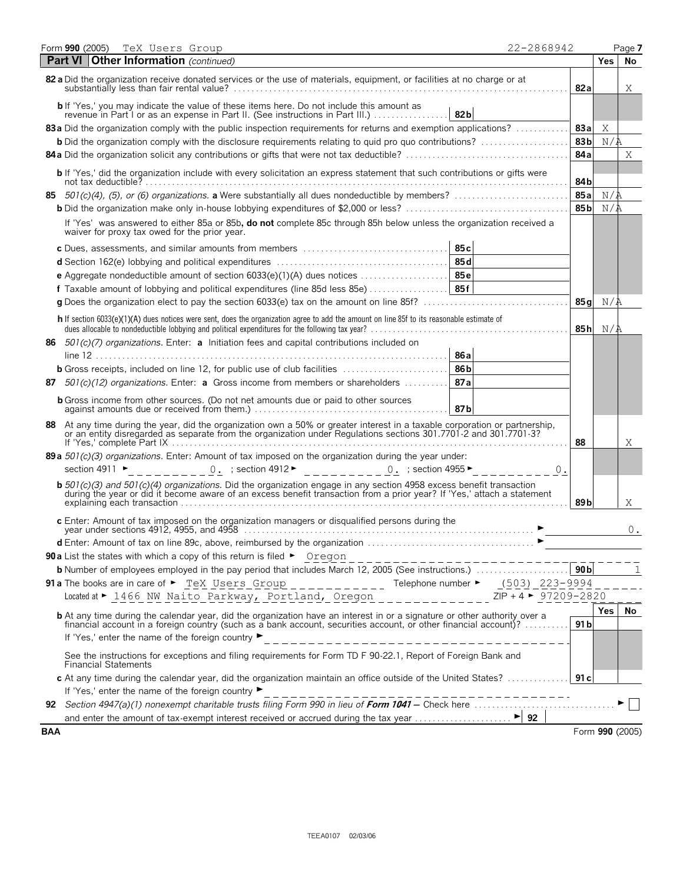Form **990** (2005) TeX Users Group 22-2868942 Page **7**

## Part VI Other Information *(continued)*

| | | Yes | No |
|---|---|---|---|
| **82 a** Did the organization receive donated services or the use of materials, equipment, or facilities at no charge or at substantially less than fair rental value? | **82a** | | X |
| **b** If 'Yes,' you may indicate the value of these items here. Do not include this amount as revenue in Part I or as an expense in Part II. (See instructions in Part III.) **82b** | | | |
| **83 a** Did the organization comply with the public inspection requirements for returns and exemption applications? | **83a** | X | |
| **b** Did the organization comply with the disclosure requirements relating to quid pro quo contributions? | **83b** | N/A | |
| **84 a** Did the organization solicit any contributions or gifts that were not tax deductible? | **84a** | | X |
| **b** If 'Yes,' did the organization include with every solicitation an express statement that such contributions or gifts were not tax deductible? | **84b** | | |
| **85** *501(c)(4), (5), or (6) organizations.* **a** Were substantially all dues nondeductible by members? | **85a** | N/A | |
| **b** Did the organization make only in-house lobbying expenditures of $2,000 or less? | **85b** | N/A | |
| If 'Yes' was answered to either 85a or 85b, **do not** complete 85c through 85h below unless the organization received a waiver for proxy tax owed for the prior year. | | | |
| **c** Dues, assessments, and similar amounts from members **85c** | | | |
| **d** Section 162(e) lobbying and political expenditures **85d** | | | |
| **e** Aggregate nondeductible amount of section 6033(e)(1)(A) dues notices **85e** | | | |
| **f** Taxable amount of lobbying and political expenditures (line 85d less 85e) **85f** | | | |
| **g** Does the organization elect to pay the section 6033(e) tax on the amount on line 85f? | **85g** | N/A | |
| **h** If section 6033(e)(1)(A) dues notices were sent, does the organization agree to add the amount on line 85f to its reasonable estimate of dues allocable to nondeductible lobbying and political expenditures for the following tax year? | **85h** | N/A | |
| **86** *501(c)(7) organizations.* Enter: **a** Initiation fees and capital contributions included on line 12 **86a** | | | |
| **b** Gross receipts, included on line 12, for public use of club facilities **86b** | | | |
| **87** *501(c)(12) organizations.* Enter: **a** Gross income from members or shareholders **87a** | | | |
| **b** Gross income from other sources. (Do not net amounts due or paid to other sources against amounts due or received from them.) **87b** | | | |
| **88** At any time during the year, did the organization own a 50% or greater interest in a taxable corporation or partnership, or an entity disregarded as separate from the organization under Regulations sections 301.7701-2 and 301.7701-3? If 'Yes,' complete Part IX | **88** | | X |
| **89 a** *501(c)(3) organizations.* Enter: Amount of tax imposed on the organization during the year under: section 4911 ► 0. ; section 4912 ► 0. ; section 4955 ► 0. | | | |
| **b** *501(c)(3) and 501(c)(4) organizations.* Did the organization engage in any section 4958 excess benefit transaction during the year or did it become aware of an excess benefit transaction from a prior year? If 'Yes,' attach a statement explaining each transaction | **89b** | | X |
| **c** Enter: Amount of tax imposed on the organization managers or disqualified persons during the year under sections 4912, 4955, and 4958 ► | | | 0. |
| **d** Enter: Amount of tax on line 89c, above, reimbursed by the organization ► | | | |

**90 a** List the states with which a copy of this return is filed ► Oregon

**b** Number of employees employed in the pay period that includes March 12, 2005 (See instructions.) **90b** 1

**91 a** The books are in care of ► TeX Users Group Telephone number ► (503) 223-9994

Located at ► 1466 NW Naito Parkway, Portland, Oregon ZIP + 4 ► 97209-2820

| | | Yes | No |
|---|---|---|---|
| **b** At any time during the calendar year, did the organization have an interest in or a signature or other authority over a financial account in a foreign country (such as a bank account, securities account, or other financial account)? | **91b** | | |
| If 'Yes,' enter the name of the foreign country ► | | | |
| See the instructions for exceptions and filing requirements for Form TD F 90-22.1, Report of Foreign Bank and Financial Statements | | | |
| **c** At any time during the calendar year, did the organization maintain an office outside of the United States? | **91c** | | |
| If 'Yes,' enter the name of the foreign country ► | | | |

**92** *Section 4947(a)(1) nonexempt charitable trusts filing Form 990 in lieu of **Form 1041** —* Check here ► ☐

and enter the amount of tax-exempt interest received or accrued during the tax year ► **92**

**BAA** Form **990** (2005)

TEEA0107 02/03/06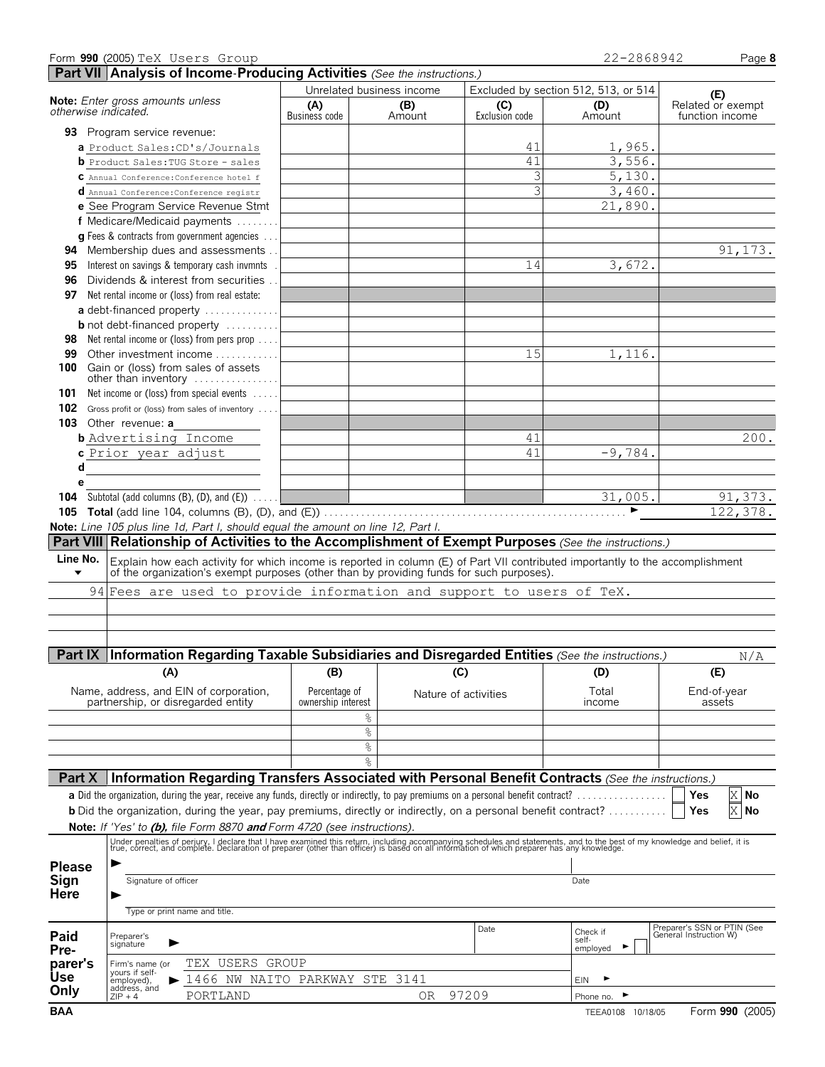Form **990** (2005) TeX Users Group 22-2868942

## Part VII Analysis of Income-Producing Activities *(See the instructions.)*

| *Note: Enter gross amounts unless otherwise indicated.* | Unrelated business income | | Excluded by section 512, 513, or 514 | | (E) Related or exempt function income |
|---|---|---|---|---|---|
| | (A) Business code | (B) Amount | (C) Exclusion code | (D) Amount | |
| **93** Program service revenue: | | | | | |
| **a** Product Sales:CD's/Journals | | | 41 | 1,965. | |
| **b** Product Sales:TUG Store - sales | | | 41 | 3,556. | |
| **c** Annual Conference:Conference hotel f | | | 3 | 5,130. | |
| **d** Annual Conference:Conference registr | | | 3 | 3,460. | |
| **e** See Program Service Revenue Stmt | | | | 21,890. | |
| **f** Medicare/Medicaid payments | | | | | |
| **g** Fees & contracts from government agencies | | | | | |
| **94** Membership dues and assessments | | | | | 91,173. |
| **95** Interest on savings & temporary cash invmnts | | | 14 | 3,672. | |
| **96** Dividends & interest from securities | | | | | |
| **97** Net rental income or (loss) from real estate: | | | | | |
| **a** debt-financed property | | | | | |
| **b** not debt-financed property | | | | | |
| **98** Net rental income or (loss) from pers prop | | | | | |
| **99** Other investment income | | | 15 | 1,116. | |
| **100** Gain or (loss) from sales of assets other than inventory | | | | | |
| **101** Net income or (loss) from special events | | | | | |
| **102** Gross profit or (loss) from sales of inventory | | | | | |
| **103** Other revenue: **a** | | | | | |
| **b** Advertising Income | | | 41 | | 200. |
| **c** Prior year adjust | | | 41 | -9,784. | |
| **d** | | | | | |
| **e** | | | | | |
| **104** Subtotal (add columns (B), (D), and (E)) | | | | 31,005. | 91,373. |
| **105 Total** (add line 104, columns (B), (D), and (E)) | | | | | 122,378. |

**Note:** *Line 105 plus line 1d, Part I, should equal the amount on line 12, Part I.*

## Part VIII Relationship of Activities to the Accomplishment of Exempt Purposes *(See the instructions.)*

| Line No. | Explain how each activity for which income is reported in column (E) of Part VII contributed importantly to the accomplishment of the organization's exempt purposes (other than by providing funds for such purposes). |
|---|---|
| 94 | Fees are used to provide information and support to users of TeX. |

## Part IX Information Regarding Taxable Subsidiaries and Disregarded Entities *(See the instructions.)* N/A

| (A) Name, address, and EIN of corporation, partnership, or disregarded entity | (B) Percentage of ownership interest | (C) Nature of activities | (D) Total income | (E) End-of-year assets |
|---|---|---|---|---|
| | % | | | |
| | % | | | |
| | % | | | |
| | % | | | |

## Part X Information Regarding Transfers Associated with Personal Benefit Contracts *(See the instructions.)*

**a** Did the organization, during the year, receive any funds, directly or indirectly, to pay premiums on a personal benefit contract? Yes [ ] No [X]

**b** Did the organization, during the year, pay premiums, directly or indirectly, on a personal benefit contract? Yes [ ] No [X]

**Note:** *If 'Yes' to **(b)**, file Form 8870 **and** Form 4720 (see instructions).*

**Please Sign Here**

Under penalties of perjury, I declare that I have examined this return, including accompanying schedules and statements, and to the best of my knowledge and belief, it is true, correct, and complete. Declaration of preparer (other than officer) is based on all information of which preparer has any knowledge.

Signature of officer — Date

Type or print name and title.

**Paid Preparer's Use Only**

Preparer's signature — Date — Check if self-employed [ ] — Preparer's SSN or PTIN (See General Instruction W)

Firm's name (or yours if self-employed), address, and ZIP + 4: TEX USERS GROUP, 1466 NW NAITO PARKWAY STE 3141, PORTLAND OR 97209

EIN

Phone no.

BAA TEEA0108 10/18/05 Form **990** (2005)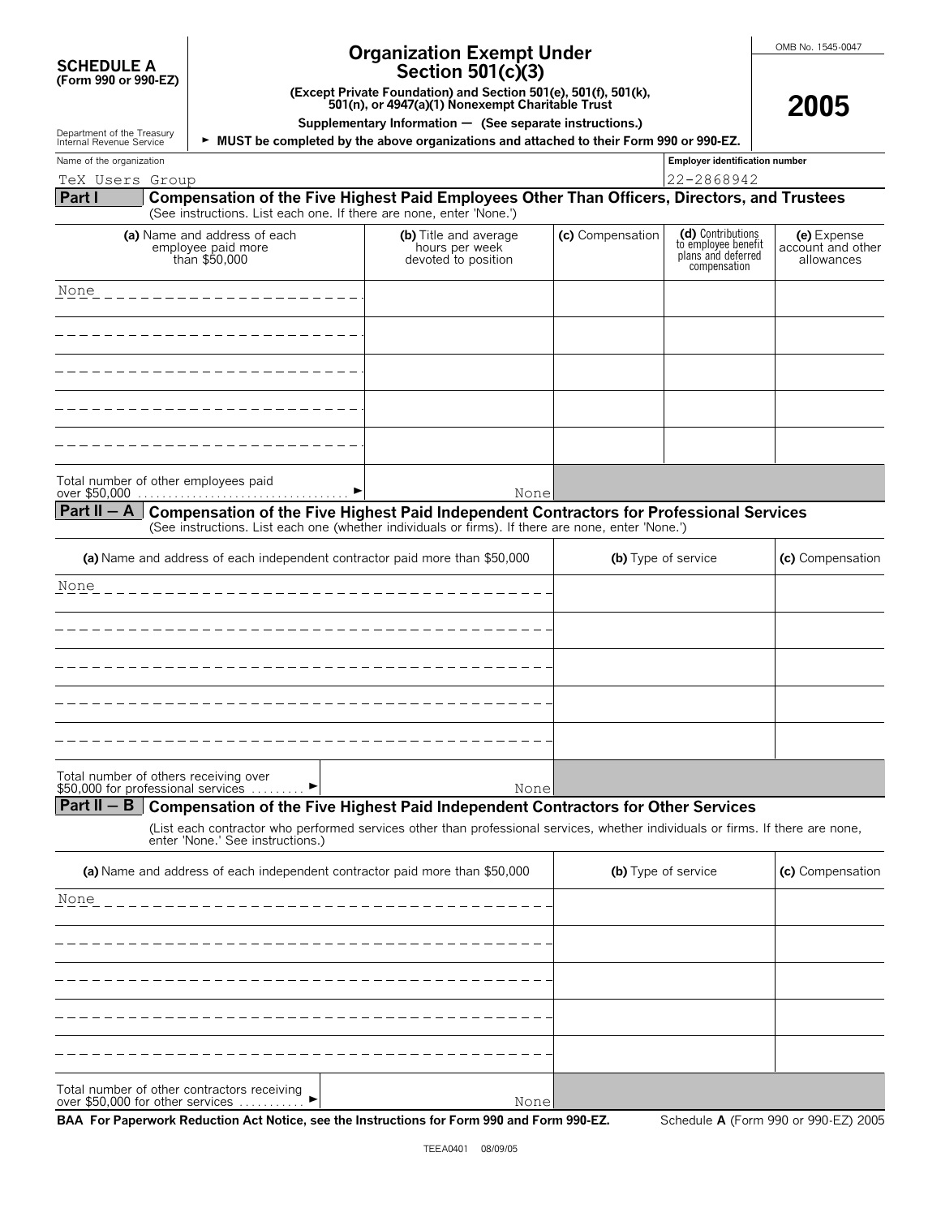**SCHEDULE A**
**(Form 990 or 990-EZ)**

Department of the Treasury
Internal Revenue Service

# Organization Exempt Under Section 501(c)(3)

**(Except Private Foundation) and Section 501(e), 501(f), 501(k), 501(n), or 4947(a)(1) Nonexempt Charitable Trust**

**Supplementary Information — (See separate instructions.)**

► **MUST be completed by the above organizations and attached to their Form 990 or 990-EZ.**

OMB No. 1545-0047

**2005**

Name of the organization: TeX Users Group

Employer identification number: 22-2868942

## Part I Compensation of the Five Highest Paid Employees Other Than Officers, Directors, and Trustees

(See instructions. List each one. If there are none, enter 'None.')

| (a) Name and address of each employee paid more than $50,000 | (b) Title and average hours per week devoted to position | (c) Compensation | (d) Contributions to employee benefit plans and deferred compensation | (e) Expense account and other allowances |
|---|---|---|---|---|
| None | | | | |
| | | | | |
| | | | | |
| | | | | |
| | | | | |

Total number of other employees paid over $50,000 ► None

## Part II – A Compensation of the Five Highest Paid Independent Contractors for Professional Services

(See instructions. List each one (whether individuals or firms). If there are none, enter 'None.')

| (a) Name and address of each independent contractor paid more than $50,000 | (b) Type of service | (c) Compensation |
|---|---|---|
| None | | |
| | | |
| | | |
| | | |
| | | |

Total number of others receiving over $50,000 for professional services ► None

## Part II – B Compensation of the Five Highest Paid Independent Contractors for Other Services

(List each contractor who performed services other than professional services, whether individuals or firms. If there are none, enter 'None.' See instructions.)

| (a) Name and address of each independent contractor paid more than $50,000 | (b) Type of service | (c) Compensation |
|---|---|---|
| None | | |
| | | |
| | | |
| | | |
| | | |

Total number of other contractors receiving over $50,000 for other services ► None

**BAA For Paperwork Reduction Act Notice, see the Instructions for Form 990 and Form 990-EZ.** Schedule **A** (Form 990 or 990-EZ) 2005

TEEA0401 08/09/05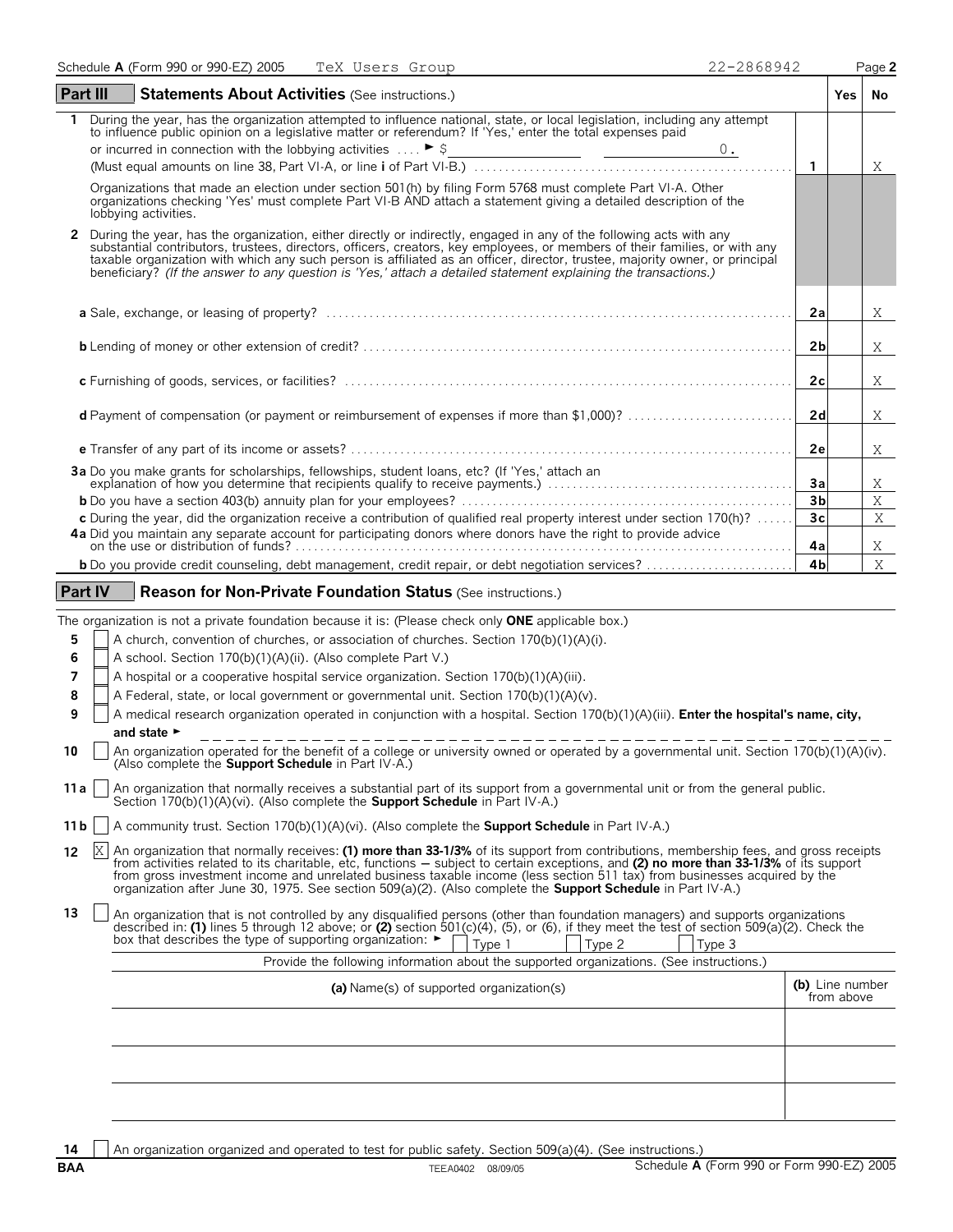Schedule **A** (Form 990 or 990-EZ) 2005 TeX Users Group 22-2868942 Page **2**

## Part III Statements About Activities (See instructions.)

| | | | Yes | No |
|---|---|---|---|---|
| **1** | During the year, has the organization attempted to influence national, state, or local legislation, including any attempt to influence public opinion on a legislative matter or referendum? If 'Yes,' enter the total expenses paid or incurred in connection with the lobbying activities .... ► $ 0. (Must equal amounts on line 38, Part VI-A, or line **i** of Part VI-B.) | **1** | | X |
| | Organizations that made an election under section 501(h) by filing Form 5768 must complete Part VI-A. Other organizations checking 'Yes' must complete Part VI-B AND attach a statement giving a detailed description of the lobbying activities. | | | |
| **2** | During the year, has the organization, either directly or indirectly, engaged in any of the following acts with any substantial contributors, trustees, directors, officers, creators, key employees, or members of their families, or with any taxable organization with which any such person is affiliated as an officer, director, trustee, majority owner, or principal beneficiary? *(If the answer to any question is 'Yes,' attach a detailed statement explaining the transactions.)* | | | |
| | **a** Sale, exchange, or leasing of property? | **2a** | | X |
| | **b** Lending of money or other extension of credit? | **2b** | | X |
| | **c** Furnishing of goods, services, or facilities? | **2c** | | X |
| | **d** Payment of compensation (or payment or reimbursement of expenses if more than $1,000)? | **2d** | | X |
| | **e** Transfer of any part of its income or assets? | **2e** | | X |
| **3a** | Do you make grants for scholarships, fellowships, student loans, etc? (If 'Yes,' attach an explanation of how you determine that recipients qualify to receive payments.) | **3a** | | X |
| **b** | Do you have a section 403(b) annuity plan for your employees? | **3b** | | X |
| **c** | During the year, did the organization receive a contribution of qualified real property interest under section 170(h)? | **3c** | | X |
| **4a** | Did you maintain any separate account for participating donors where donors have the right to provide advice on the use or distribution of funds? | **4a** | | X |
| **b** | Do you provide credit counseling, debt management, credit repair, or debt negotiation services? | **4b** | | X |

## Part IV Reason for Non-Private Foundation Status (See instructions.)

The organization is not a private foundation because it is: (Please check only **ONE** applicable box.)

**5** ☐ A church, convention of churches, or association of churches. Section 170(b)(1)(A)(i).

**6** ☐ A school. Section 170(b)(1)(A)(ii). (Also complete Part V.)

**7** ☐ A hospital or a cooperative hospital service organization. Section 170(b)(1)(A)(iii).

**8** ☐ A Federal, state, or local government or governmental unit. Section 170(b)(1)(A)(v).

**9** ☐ A medical research organization operated in conjunction with a hospital. Section 170(b)(1)(A)(iii). **Enter the hospital's name, city, and state** ►

**10** ☐ An organization operated for the benefit of a college or university owned or operated by a governmental unit. Section 170(b)(1)(A)(iv). (Also complete the **Support Schedule** in Part IV-A.)

**11a** ☐ An organization that normally receives a substantial part of its support from a governmental unit or from the general public. Section 170(b)(1)(A)(vi). (Also complete the **Support Schedule** in Part IV-A.)

**11b** ☐ A community trust. Section 170(b)(1)(A)(vi). (Also complete the **Support Schedule** in Part IV-A.)

**12** ☒ An organization that normally receives: **(1) more than 33-1/3%** of its support from contributions, membership fees, and gross receipts from activities related to its charitable, etc, functions — subject to certain exceptions, and **(2) no more than 33-1/3%** of its support from gross investment income and unrelated business taxable income (less section 511 tax) from businesses acquired by the organization after June 30, 1975. See section 509(a)(2). (Also complete the **Support Schedule** in Part IV-A.)

**13** ☐ An organization that is not controlled by any disqualified persons (other than foundation managers) and supports organizations described in: **(1)** lines 5 through 12 above; or **(2)** section 501(c)(4), (5), or (6), if they meet the test of section 509(a)(2). Check the box that describes the type of supporting organization: ► ☐ Type 1 ☐ Type 2 ☐ Type 3

Provide the following information about the supported organizations. (See instructions.)

| **(a)** Name(s) of supported organization(s) | **(b)** Line number from above |
|---|---|
| | |
| | |
| | |

**14** ☐ An organization organized and operated to test for public safety. Section 509(a)(4). (See instructions.)

BAA TEEA0402 08/09/05 Schedule **A** (Form 990 or Form 990-EZ) 2005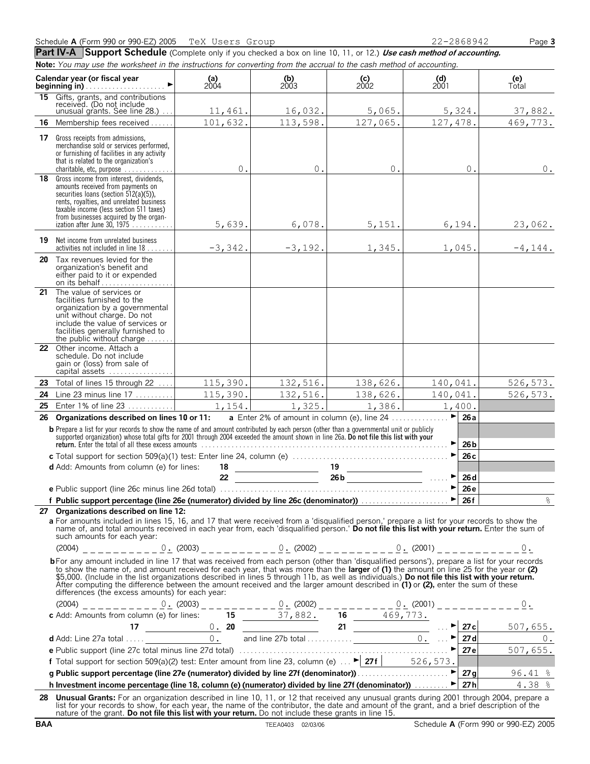Schedule **A** (Form 990 or 990-EZ) 2005 TeX Users Group 22-2868942 Page **3**

## Part IV-A Support Schedule (Complete only if you checked a box on line 10, 11, or 12.) *Use cash method of accounting.*

**Note:** *You may use the worksheet in the instructions for converting from the accrual to the cash method of accounting.*

| Calendar year (or fiscal year beginning in) ► | (a) 2004 | (b) 2003 | (c) 2002 | (d) 2001 | (e) Total |
|---|---|---|---|---|---|
| **15** Gifts, grants, and contributions received. (Do not include unusual grants. See line 28.) | 11,461. | 16,032. | 5,065. | 5,324. | 37,882. |
| **16** Membership fees received | 101,632. | 113,598. | 127,065. | 127,478. | 469,773. |
| **17** Gross receipts from admissions, merchandise sold or services performed, or furnishing of facilities in any activity that is related to the organization's charitable, etc, purpose | 0. | 0. | 0. | 0. | 0. |
| **18** Gross income from interest, dividends, amounts received from payments on securities loans (section 512(a)(5)), rents, royalties, and unrelated business taxable income (less section 511 taxes) from businesses acquired by the organization after June 30, 1975 | 5,639. | 6,078. | 5,151. | 6,194. | 23,062. |
| **19** Net income from unrelated business activities not included in line 18 | -3,342. | -3,192. | 1,345. | 1,045. | -4,144. |
| **20** Tax revenues levied for the organization's benefit and either paid to it or expended on its behalf | | | | | |
| **21** The value of services or facilities furnished to the organization by a governmental unit without charge. Do not include the value of services or facilities generally furnished to the public without charge | | | | | |
| **22** Other income. Attach a schedule. Do not include gain or (loss) from sale of capital assets | | | | | |
| **23** Total of lines 15 through 22 | 115,390. | 132,516. | 138,626. | 140,041. | 526,573. |
| **24** Line 23 minus line 17 | 115,390. | 132,516. | 138,626. | 140,041. | 526,573. |
| **25** Enter 1% of line 23 | 1,154. | 1,325. | 1,386. | 1,400. | |

**26 Organizations described on lines 10 or 11:** **a** Enter 2% of amount in column (e), line 24 ► **26a**

**b** Prepare a list for your records to show the name of and amount contributed by each person (other than a governmental unit or publicly supported organization) whose total gifts for 2001 through 2004 exceeded the amount shown in line 26a. **Do not file this list with your return.** Enter the total of all these excess amounts ► **26b**

**c** Total support for section 509(a)(1) test: Enter line 24, column (e) ► **26c**

**d** Add: Amounts from column (e) for lines: **18** ______ **19** ______ **22** ______ **26b** ______ ► **26d**

**e** Public support (line 26c minus line 26d total) ► **26e**

**f Public support percentage (line 26e (numerator) divided by line 26c (denominator))** ► **26f** %

**27 Organizations described on line 12:**

**a** For amounts included in lines 15, 16, and 17 that were received from a 'disqualified person,' prepare a list for your records to show the name of, and total amounts received in each year from, each 'disqualified person.' **Do not file this list with your return.** Enter the sum of such amounts for each year:

(2004) 0. (2003) 0. (2002) 0. (2001) 0.

**b** For any amount included in line 17 that was received from each person (other than 'disqualified persons'), prepare a list for your records to show the name of, and amount received for each year, that was more than the **larger** of **(1)** the amount on line 25 for the year or **(2)** $5,000. (Include in the list organizations described in lines 5 through 11b, as well as individuals.) **Do not file this list with your return.** After computing the difference between the amount received and the larger amount described in **(1)** or **(2)**, enter the sum of these differences (the excess amounts) for each year:

(2004) 0. (2003) 0. (2002) 0. (2001) 0.

**c** Add: Amounts from column (e) for lines: **15** 37,882. **16** 469,773. **17** 0. **20** ______ **21** ______ ► **27c** 507,655.

**d** Add: Line 27a total 0. and line 27b total 0. ► **27d** 0.

**e** Public support (line 27c total minus line 27d total) ► **27e** 507,655.

**f** Total support for section 509(a)(2) test: Enter amount from line 23, column (e) ► **27f** 526,573.

**g Public support percentage (line 27e (numerator) divided by line 27f (denominator))** ► **27g** 96.41 %

**h Investment income percentage (line 18, column (e) (numerator) divided by line 27f (denominator))** ► **27h** 4.38 %

**28 Unusual Grants:** For an organization described in line 10, 11, or 12 that received any unusual grants during 2001 through 2004, prepare a list for your records to show, for each year, the name of the contributor, the date and amount of the grant, and a brief description of the nature of the grant. **Do not file this list with your return.** Do not include these grants in line 15.

BAA TEEA0403 02/03/06 Schedule **A** (Form 990 or 990-EZ) 2005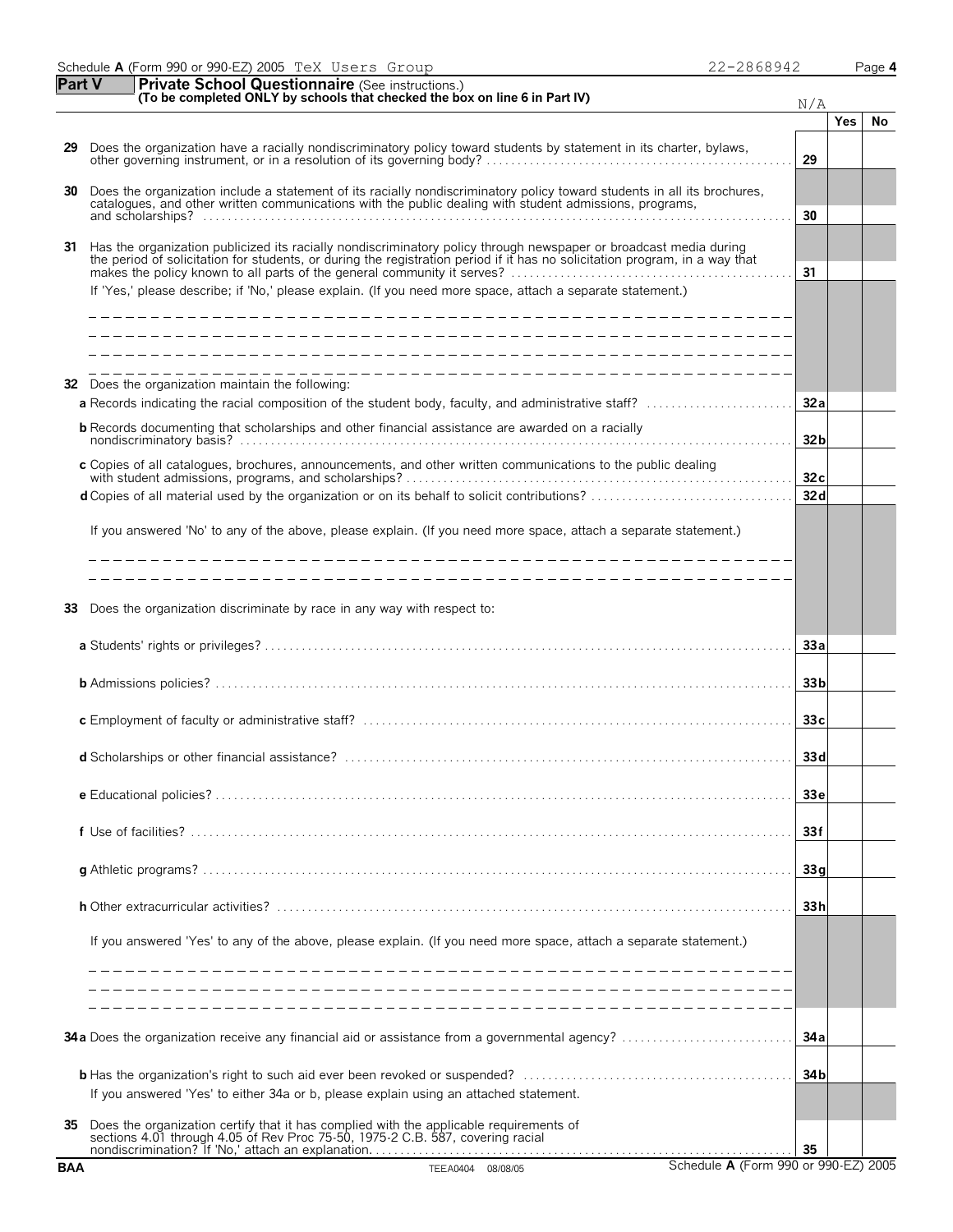Schedule **A** (Form 990 or 990-EZ) 2005 TeX Users Group 22-2868942

## Part V — Private School Questionnaire (See instructions.)

**(To be completed ONLY by schools that checked the box on line 6 in Part IV)**

N/A

| | | | Yes | No |
|---|---|---|---|---|
| **29** | Does the organization have a racially nondiscriminatory policy toward students by statement in its charter, bylaws, other governing instrument, or in a resolution of its governing body? | **29** | | |
| **30** | Does the organization include a statement of its racially nondiscriminatory policy toward students in all its brochures, catalogues, and other written communications with the public dealing with student admissions, programs, and scholarships? | **30** | | |
| **31** | Has the organization publicized its racially nondiscriminatory policy through newspaper or broadcast media during the period of solicitation for students, or during the registration period if it has no solicitation program, in a way that makes the policy known to all parts of the general community it serves? | **31** | | |

If 'Yes,' please describe; if 'No,' please explain. (If you need more space, attach a separate statement.)

**32** Does the organization maintain the following:

| | | | Yes | No |
|---|---|---|---|---|
| **a** | Records indicating the racial composition of the student body, faculty, and administrative staff? | **32a** | | |
| **b** | Records documenting that scholarships and other financial assistance are awarded on a racially nondiscriminatory basis? | **32b** | | |
| **c** | Copies of all catalogues, brochures, announcements, and other written communications to the public dealing with student admissions, programs, and scholarships? | **32c** | | |
| **d** | Copies of all material used by the organization or on its behalf to solicit contributions? | **32d** | | |

If you answered 'No' to any of the above, please explain. (If you need more space, attach a separate statement.)

**33** Does the organization discriminate by race in any way with respect to:

| | | | Yes | No |
|---|---|---|---|---|
| **a** | Students' rights or privileges? | **33a** | | |
| **b** | Admissions policies? | **33b** | | |
| **c** | Employment of faculty or administrative staff? | **33c** | | |
| **d** | Scholarships or other financial assistance? | **33d** | | |
| **e** | Educational policies? | **33e** | | |
| **f** | Use of facilities? | **33f** | | |
| **g** | Athletic programs? | **33g** | | |
| **h** | Other extracurricular activities? | **33h** | | |

If you answered 'Yes' to any of the above, please explain. (If you need more space, attach a separate statement.)

| | | | Yes | No |
|---|---|---|---|---|
| **34a** | Does the organization receive any financial aid or assistance from a governmental agency? | **34a** | | |
| **b** | Has the organization's right to such aid ever been revoked or suspended? | **34b** | | |

If you answered 'Yes' to either 34a or b, please explain using an attached statement.

| | | | Yes | No |
|---|---|---|---|---|
| **35** | Does the organization certify that it has complied with the applicable requirements of sections 4.01 through 4.05 of Rev Proc 75-50, 1975-2 C.B. 587, covering racial nondiscrimination? If 'No,' attach an explanation. | **35** | | |

BAA TEEA0404 08/08/05 Schedule **A** (Form 990 or 990-EZ) 2005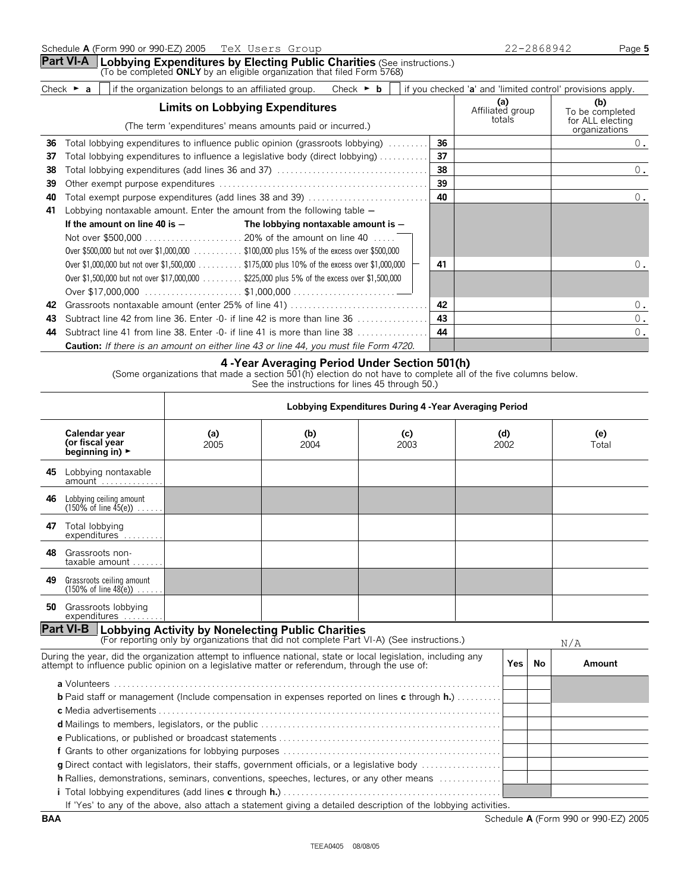Schedule **A** (Form 990 or 990-EZ) 2005 TeX Users Group 22-2868942 Page **5**

## Part VI-A Lobbying Expenditures by Electing Public Charities (See instructions.)

(To be completed **ONLY** by an eligible organization that filed Form 5768)

Check ► **a** ☐ if the organization belongs to an affiliated group. Check ► **b** ☐ if you checked '**a**' and 'limited control' provisions apply.

| | **Limits on Lobbying Expenditures** (The term 'expenditures' means amounts paid or incurred.) | | **(a)** Affiliated group totals | **(b)** To be completed for ALL electing organizations |
|---|---|---|---|---|
| **36** | Total lobbying expenditures to influence public opinion (grassroots lobbying) | **36** | | 0. |
| **37** | Total lobbying expenditures to influence a legislative body (direct lobbying) | **37** | | |
| **38** | Total lobbying expenditures (add lines 36 and 37) | **38** | | 0. |
| **39** | Other exempt purpose expenditures | **39** | | |
| **40** | Total exempt purpose expenditures (add lines 38 and 39) | **40** | | 0. |
| **41** | Lobbying nontaxable amount. Enter the amount from the following table — **If the amount on line 40 is —** / **The lobbying nontaxable amount is —** Not over $500,000 ... 20% of the amount on line 40; Over $500,000 but not over $1,000,000 ... $100,000 plus 15% of the excess over $500,000; Over $1,000,000 but not over $1,500,000 ... $175,000 plus 10% of the excess over $1,000,000; Over $1,500,000 but not over $17,000,000 ... $225,000 plus 5% of the excess over $1,500,000; Over $17,000,000 ... $1,000,000 | **41** | | 0. |
| **42** | Grassroots nontaxable amount (enter 25% of line 41) | **42** | | 0. |
| **43** | Subtract line 42 from line 36. Enter -0- if line 42 is more than line 36 | **43** | | 0. |
| **44** | Subtract line 41 from line 38. Enter -0- if line 41 is more than line 38 | **44** | | 0. |
| | **Caution:** *If there is an amount on either line 43 or line 44, you must file Form 4720.* | | | |

### 4 -Year Averaging Period Under Section 501(h)

(Some organizations that made a section 501(h) election do not have to complete all of the five columns below. See the instructions for lines 45 through 50.)

| | Lobbying Expenditures During 4 -Year Averaging Period | | | | |
|---|---|---|---|---|---|
| **Calendar year (or fiscal year beginning in)** ► | **(a)** 2005 | **(b)** 2004 | **(c)** 2003 | **(d)** 2002 | **(e)** Total |
| **45** Lobbying nontaxable amount | | | | | |
| **46** Lobbying ceiling amount (150% of line 45(e)) | | | | | |
| **47** Total lobbying expenditures | | | | | |
| **48** Grassroots nontaxable amount | | | | | |
| **49** Grassroots ceiling amount (150% of line 48(e)) | | | | | |
| **50** Grassroots lobbying expenditures | | | | | |

## Part VI-B Lobbying Activity by Nonelecting Public Charities

(For reporting only by organizations that did not complete Part VI-A) (See instructions.) N/A

| During the year, did the organization attempt to influence national, state or local legislation, including any attempt to influence public opinion on a legislative matter or referendum, through the use of: | Yes | No | Amount |
|---|---|---|---|
| **a** Volunteers | | | |
| **b** Paid staff or management (Include compensation in expenses reported on lines **c** through **h.**) | | | |
| **c** Media advertisements | | | |
| **d** Mailings to members, legislators, or the public | | | |
| **e** Publications, or published or broadcast statements | | | |
| **f** Grants to other organizations for lobbying purposes | | | |
| **g** Direct contact with legislators, their staffs, government officials, or a legislative body | | | |
| **h** Rallies, demonstrations, seminars, conventions, speeches, lectures, or any other means | | | |
| **i** Total lobbying expenditures (add lines **c** through **h.**) | | | |

If 'Yes' to any of the above, also attach a statement giving a detailed description of the lobbying activities.

**BAA** Schedule **A** (Form 990 or 990-EZ) 2005

TEEA0405 08/08/05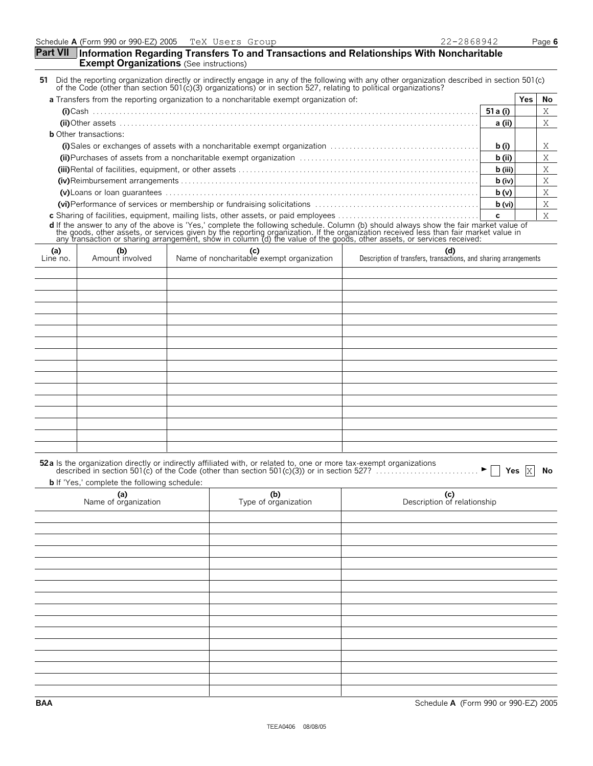Schedule A (Form 990 or 990-EZ) 2005 TeX Users Group 22-2868942 Page 6

## Part VII Information Regarding Transfers To and Transactions and Relationships With Noncharitable Exempt Organizations (See instructions)

**51** Did the reporting organization directly or indirectly engage in any of the following with any other organization described in section 501(c) of the Code (other than section 501(c)(3) organizations) or in section 527, relating to political organizations?

| | | Yes | No |
|---|---|---|---|
| **a** Transfers from the reporting organization to a noncharitable exempt organization of: | | | |
| **(i)** Cash | **51 a (i)** | | X |
| **(ii)** Other assets | **a (ii)** | | X |
| **b** Other transactions: | | | |
| **(i)** Sales or exchanges of assets with a noncharitable exempt organization | **b (i)** | | X |
| **(ii)** Purchases of assets from a noncharitable exempt organization | **b (ii)** | | X |
| **(iii)** Rental of facilities, equipment, or other assets | **b (iii)** | | X |
| **(iv)** Reimbursement arrangements | **b (iv)** | | X |
| **(v)** Loans or loan guarantees | **b (v)** | | X |
| **(vi)** Performance of services or membership or fundraising solicitations | **b (vi)** | | X |
| **c** Sharing of facilities, equipment, mailing lists, other assets, or paid employees | **c** | | X |

**d** If the answer to any of the above is 'Yes,' complete the following schedule. Column (b) should always show the fair market value of the goods, other assets, or services given by the reporting organization. If the organization received less than fair market value in any transaction or sharing arrangement, show in column (d) the value of the goods, other assets, or services received:

| (a) Line no. | (b) Amount involved | (c) Name of noncharitable exempt organization | (d) Description of transfers, transactions, and sharing arrangements |
|---|---|---|---|
| | | | |

**52a** Is the organization directly or indirectly affiliated with, or related to, one or more tax-exempt organizations described in section 501(c) of the Code (other than section 501(c)(3)) or in section 527? ☐ Yes ☒ No

**b** If 'Yes,' complete the following schedule:

| (a) Name of organization | (b) Type of organization | (c) Description of relationship |
|---|---|---|
| | | |

BAA Schedule A (Form 990 or 990-EZ) 2005

TEEA0406 08/08/05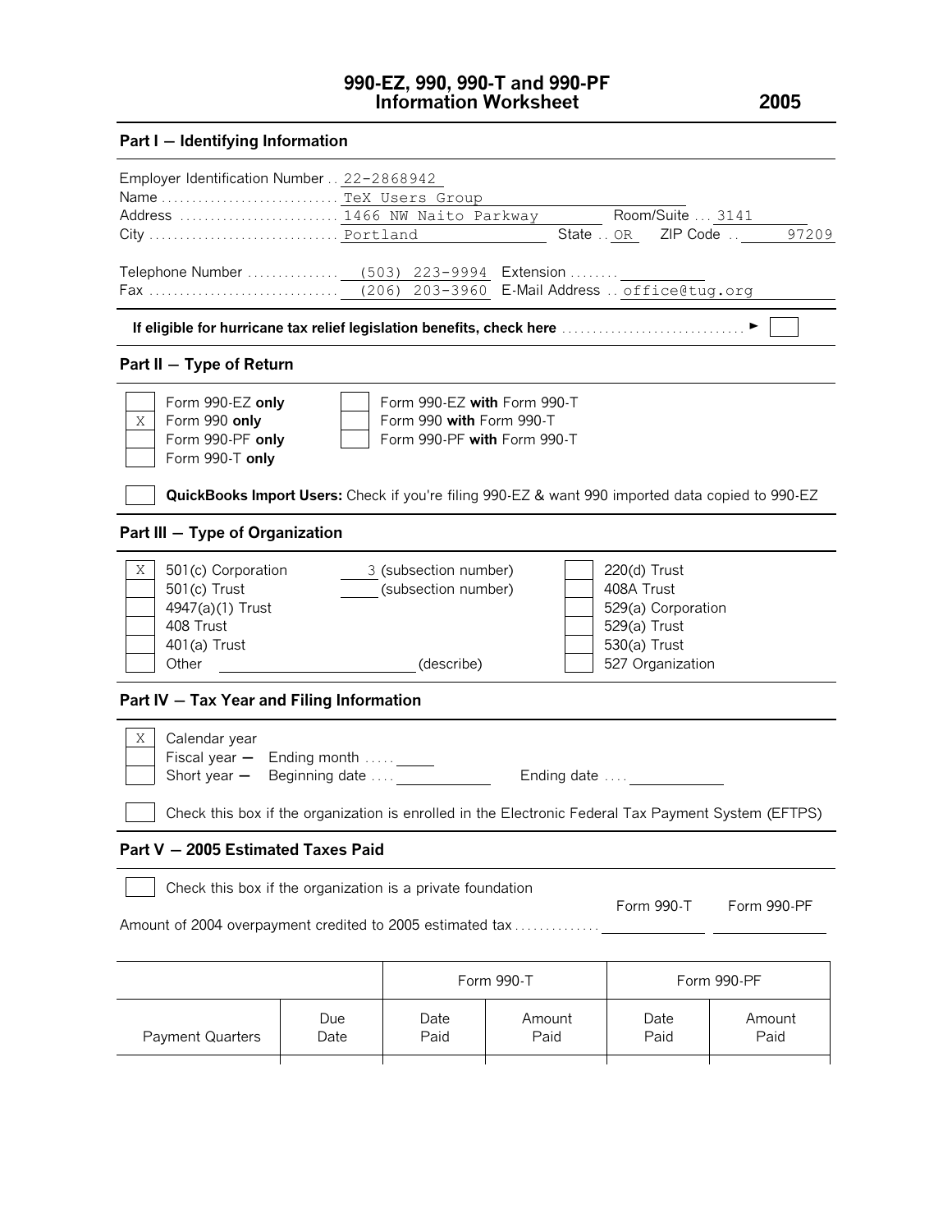# 990-EZ, 990, 990-T and 990-PF Information Worksheet 2005

## Part I — Identifying Information

Employer Identification Number . . 22-2868942
Name . . . . . . . . . . . . . . . . . . . . . . . . . . . . TeX Users Group
Address . . . . . . . . . . . . . . . . . . . . . . . . . 1466 NW Naito Parkway Room/Suite . . . 3141
City . . . . . . . . . . . . . . . . . . . . . . . . . . . . . Portland State . . OR ZIP Code . . 97209

Telephone Number . . . . . . . . . . . . . . (503) 223-9994 Extension . . . . . . . .
Fax . . . . . . . . . . . . . . . . . . . . . . . . . . . . . (206) 203-3960 E-Mail Address . . office@tug.org

**If eligible for hurricane tax relief legislation benefits, check here** . . . . . . . . . . . . . . . . . . . . . . . . . . . . . ► [ ]

## Part II — Type of Return

| | | | |
|---|---|---|---|
| [ ] | Form 990-EZ **only** | [ ] | Form 990-EZ **with** Form 990-T |
| [X] | Form 990 **only** | [ ] | Form 990 **with** Form 990-T |
| [ ] | Form 990-PF **only** | [ ] | Form 990-PF **with** Form 990-T |
| [ ] | Form 990-T **only** | | |

[ ] **QuickBooks Import Users:** Check if you're filing 990-EZ & want 990 imported data copied to 990-EZ

## Part III — Type of Organization

| | | | | |
|---|---|---|---|---|
| [X] | 501(c) Corporation | 3 (subsection number) | [ ] | 220(d) Trust |
| [ ] | 501(c) Trust | ____ (subsection number) | [ ] | 408A Trust |
| [ ] | 4947(a)(1) Trust | | [ ] | 529(a) Corporation |
| [ ] | 408 Trust | | [ ] | 529(a) Trust |
| [ ] | 401(a) Trust | | [ ] | 530(a) Trust |
| [ ] | Other ____________ (describe) | | [ ] | 527 Organization |

## Part IV — Tax Year and Filing Information

[X] Calendar year
[ ] Fiscal year — Ending month . . . . . ____
[ ] Short year — Beginning date . . . . ____________ Ending date . . . . ____________

[ ] Check this box if the organization is enrolled in the Electronic Federal Tax Payment System (EFTPS)

## Part V — 2005 Estimated Taxes Paid

[ ] Check this box if the organization is a private foundation

| | Form 990-T | Form 990-PF |
|---|---|---|
| Amount of 2004 overpayment credited to 2005 estimated tax . . . . . . . . . . . . . . | | |

| | | Form 990-T | | Form 990-PF | |
|---|---|---|---|---|---|
| Payment Quarters | Due Date | Date Paid | Amount Paid | Date Paid | Amount Paid |
| | | | | | |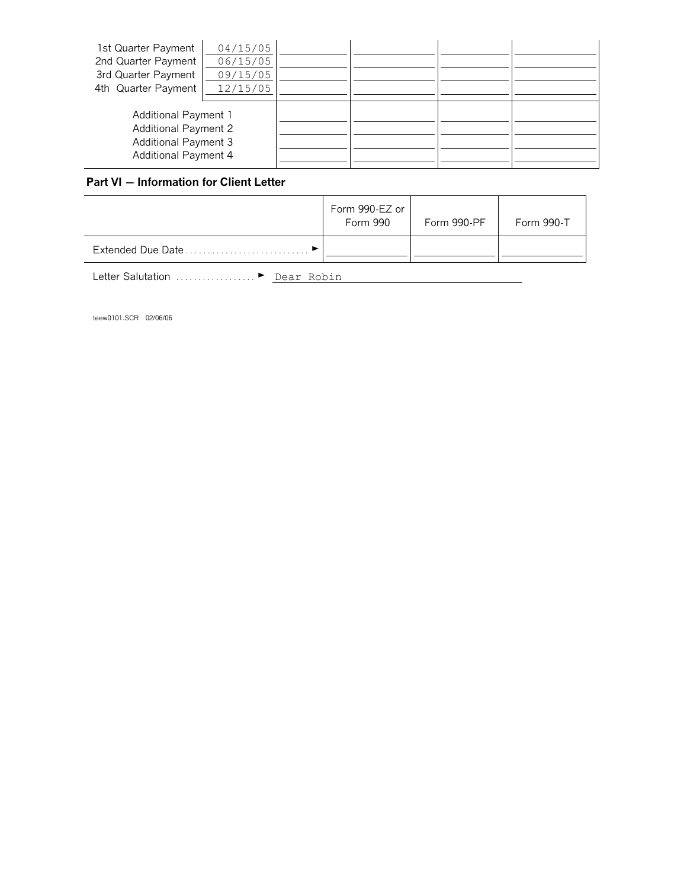| | | | | | |
|---|---|---|---|---|---|
| 1st Quarter Payment | 04/15/05 | | | | |
| 2nd Quarter Payment | 06/15/05 | | | | |
| 3rd Quarter Payment | 09/15/05 | | | | |
| 4th Quarter Payment | 12/15/05 | | | | |
| Additional Payment 1 | | | | | |
| Additional Payment 2 | | | | | |
| Additional Payment 3 | | | | | |
| Additional Payment 4 | | | | | |

**Part VI — Information for Client Letter**

| | Form 990-EZ or Form 990 | Form 990-PF | Form 990-T |
|---|---|---|---|
| Extended Due Date ► | | | |

Letter Salutation ► Dear Robin

teew0101.SCR 02/06/06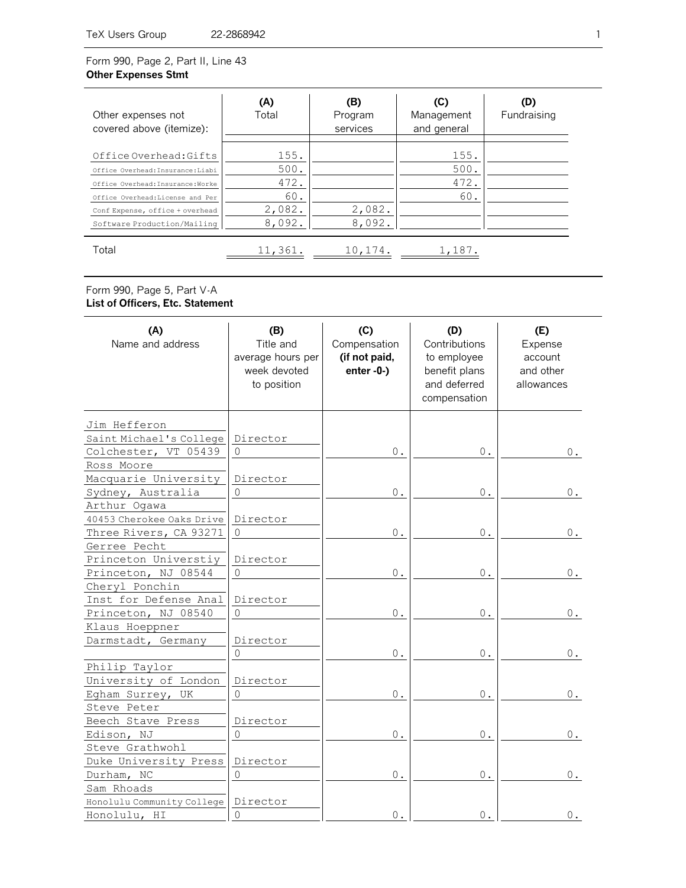Form 990, Page 2, Part II, Line 43
**Other Expenses Stmt**

| Other expenses not covered above (itemize): | (A) Total | (B) Program services | (C) Management and general | (D) Fundraising |
|---|---|---|---|---|
| Office Overhead:Gifts | 155. | | 155. | |
| Office Overhead:Insurance:Liabi | 500. | | 500. | |
| Office Overhead:Insurance:Worke | 472. | | 472. | |
| Office Overhead:License and Per | 60. | | 60. | |
| Conf Expense, office + overhead | 2,082. | 2,082. | | |
| Software Production/Mailing | 8,092. | 8,092. | | |
| Total | 11,361. | 10,174. | 1,187. | |

Form 990, Page 5, Part V-A
**List of Officers, Etc. Statement**

| (A) Name and address | (B) Title and average hours per week devoted to position | (C) Compensation **(if not paid, enter -0-)** | (D) Contributions to employee benefit plans and deferred compensation | (E) Expense account and other allowances |
|---|---|---|---|---|
| Jim Hefferon<br>Saint Michael's College<br>Colchester, VT 05439 | Director<br>0 | 0. | 0. | 0. |
| Ross Moore<br>Macquarie University<br>Sydney, Australia | Director<br>0 | 0. | 0. | 0. |
| Arthur Ogawa<br>40453 Cherokee Oaks Drive<br>Three Rivers, CA 93271 | Director<br>0 | 0. | 0. | 0. |
| Gerree Pecht<br>Princeton Universtiy<br>Princeton, NJ 08544 | Director<br>0 | 0. | 0. | 0. |
| Cheryl Ponchin<br>Inst for Defense Anal<br>Princeton, NJ 08540 | Director<br>0 | 0. | 0. | 0. |
| Klaus Hoeppner<br>Darmstadt, Germany | Director<br>0 | 0. | 0. | 0. |
| Philip Taylor<br>University of London<br>Egham Surrey, UK | Director<br>0 | 0. | 0. | 0. |
| Steve Peter<br>Beech Stave Press<br>Edison, NJ | Director<br>0 | 0. | 0. | 0. |
| Steve Grathwohl<br>Duke University Press<br>Durham, NC | Director<br>0 | 0. | 0. | 0. |
| Sam Rhoads<br>Honolulu Community College<br>Honolulu, HI | Director<br>0 | 0. | 0. | 0. |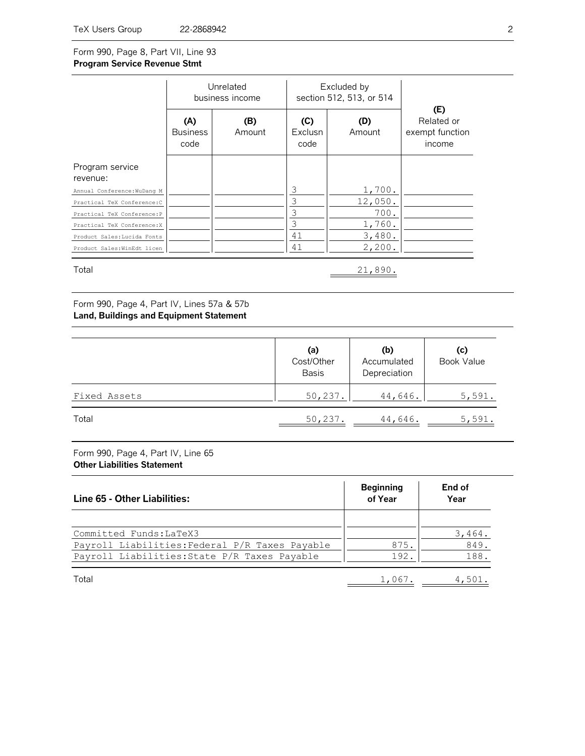Form 990, Page 8, Part VII, Line 93
**Program Service Revenue Stmt**

| | Unrelated business income | | Excluded by section 512, 513, or 514 | | |
|---|---|---|---|---|---|
| | **(A)** Business code | **(B)** Amount | **(C)** Exclusn code | **(D)** Amount | **(E)** Related or exempt function income |
| Program service revenue: | | | | | |
| Annual Conference:WuDang M | | | 3 | 1,700. | |
| Practical TeX Conference:C | | | 3 | 12,050. | |
| Practical TeX Conference:P | | | 3 | 700. | |
| Practical TeX Conference:X | | | 3 | 1,760. | |
| Product Sales:Lucida Fonts | | | 41 | 3,480. | |
| Product Sales:WinEdt licen | | | 41 | 2,200. | |
| Total | | | | 21,890. | |

Form 990, Page 4, Part IV, Lines 57a & 57b
**Land, Buildings and Equipment Statement**

| | **(a)** Cost/Other Basis | **(b)** Accumulated Depreciation | **(c)** Book Value |
|---|---|---|---|
| Fixed Assets | 50,237. | 44,646. | 5,591. |
| Total | 50,237. | 44,646. | 5,591. |

Form 990, Page 4, Part IV, Line 65
**Other Liabilities Statement**

| **Line 65 - Other Liabilities:** | **Beginning of Year** | **End of Year** |
|---|---|---|
| Committed Funds:LaTeX3 | | 3,464. |
| Payroll Liabilities:Federal P/R Taxes Payable | 875. | 849. |
| Payroll Liabilities:State P/R Taxes Payable | 192. | 188. |
| Total | 1,067. | 4,501. |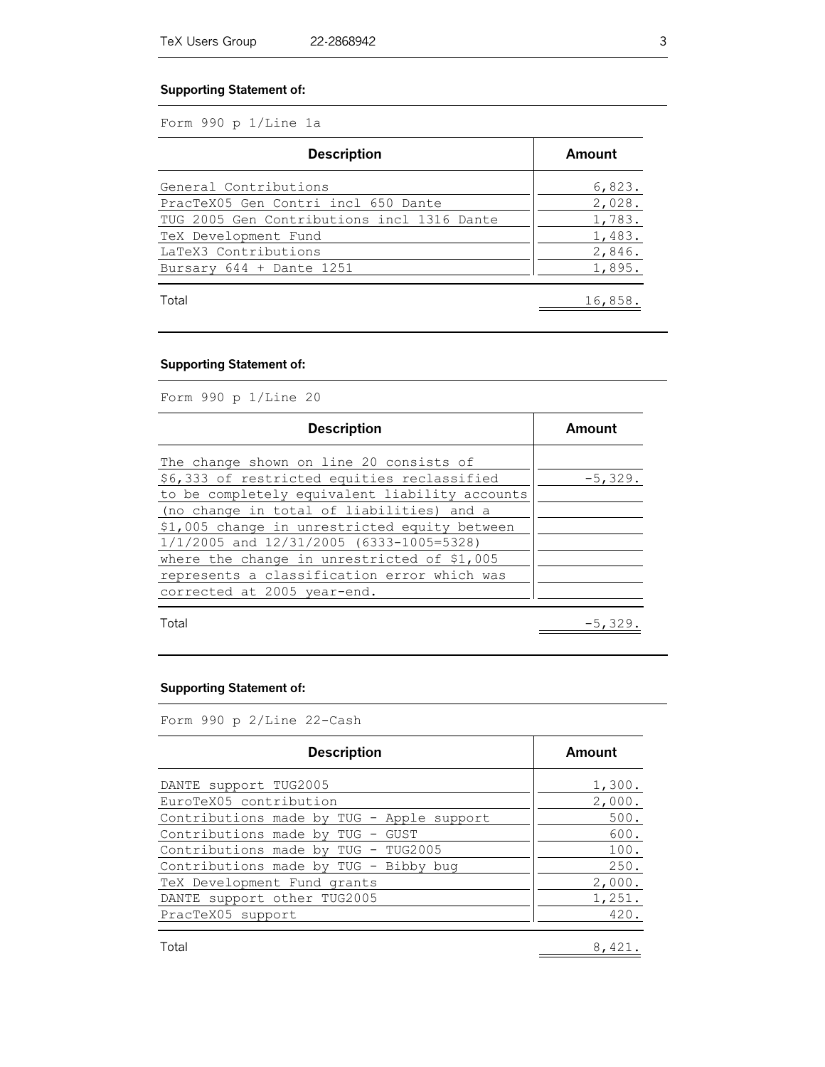**Supporting Statement of:**

Form 990 p 1/Line 1a

| Description | Amount |
|---|---|
| General Contributions | 6,823. |
| PracTeX05 Gen Contri incl 650 Dante | 2,028. |
| TUG 2005 Gen Contributions incl 1316 Dante | 1,783. |
| TeX Development Fund | 1,483. |
| LaTeX3 Contributions | 2,846. |
| Bursary 644 + Dante 1251 | 1,895. |
| Total | 16,858. |

**Supporting Statement of:**

Form 990 p 1/Line 20

| Description | Amount |
|---|---|
| The change shown on line 20 consists of | |
| $6,333 of restricted equities reclassified | -5,329. |
| to be completely equivalent liability accounts | |
| (no change in total of liabilities) and a | |
| $1,005 change in unrestricted equity between | |
| 1/1/2005 and 12/31/2005 (6333-1005=5328) | |
| where the change in unrestricted of $1,005 | |
| represents a classification error which was | |
| corrected at 2005 year-end. | |
| Total | -5,329. |

**Supporting Statement of:**

Form 990 p 2/Line 22-Cash

| Description | Amount |
|---|---|
| DANTE support TUG2005 | 1,300. |
| EuroTeX05 contribution | 2,000. |
| Contributions made by TUG - Apple support | 500. |
| Contributions made by TUG - GUST | 600. |
| Contributions made by TUG - TUG2005 | 100. |
| Contributions made by TUG - Bibby bug | 250. |
| TeX Development Fund grants | 2,000. |
| DANTE support other TUG2005 | 1,251. |
| PracTeX05 support | 420. |
| Total | 8,421. |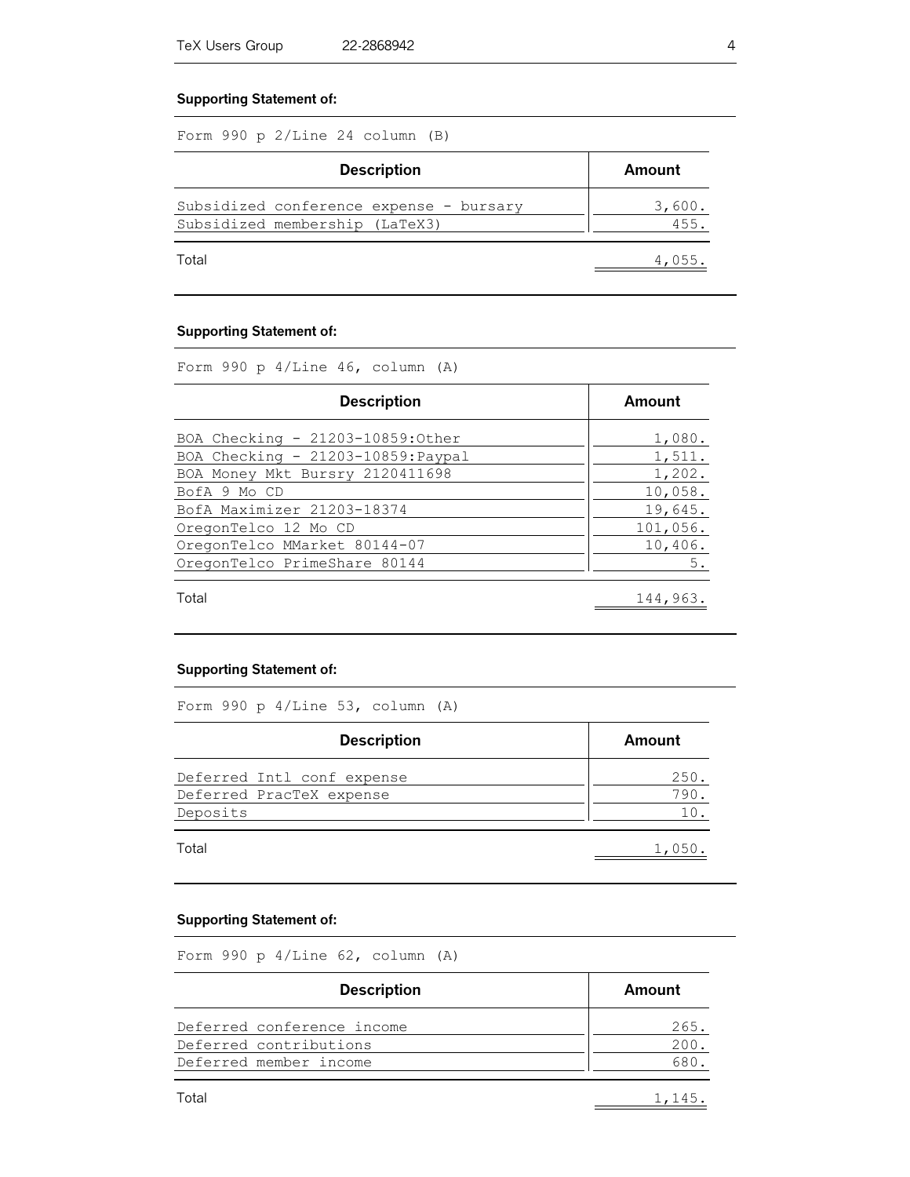### Supporting Statement of:

Form 990 p 2/Line 24 column (B)

| Description | Amount |
|---|---|
| Subsidized conference expense - bursary | 3,600. |
| Subsidized membership (LaTeX3) | 455. |
| Total | 4,055. |

### Supporting Statement of:

Form 990 p 4/Line 46, column (A)

| Description | Amount |
|---|---|
| BOA Checking - 21203-10859:Other | 1,080. |
| BOA Checking - 21203-10859:Paypal | 1,511. |
| BOA Money Mkt Bursry 2120411698 | 1,202. |
| BofA 9 Mo CD | 10,058. |
| BofA Maximizer 21203-18374 | 19,645. |
| OregonTelco 12 Mo CD | 101,056. |
| OregonTelco MMarket 80144-07 | 10,406. |
| OregonTelco PrimeShare 80144 | 5. |
| Total | 144,963. |

### Supporting Statement of:

Form 990 p 4/Line 53, column (A)

| Description | Amount |
|---|---|
| Deferred Intl conf expense | 250. |
| Deferred PracTeX expense | 790. |
| Deposits | 10. |
| Total | 1,050. |

### Supporting Statement of:

Form 990 p 4/Line 62, column (A)

| Description | Amount |
|---|---|
| Deferred conference income | 265. |
| Deferred contributions | 200. |
| Deferred member income | 680. |
| Total | 1,145. |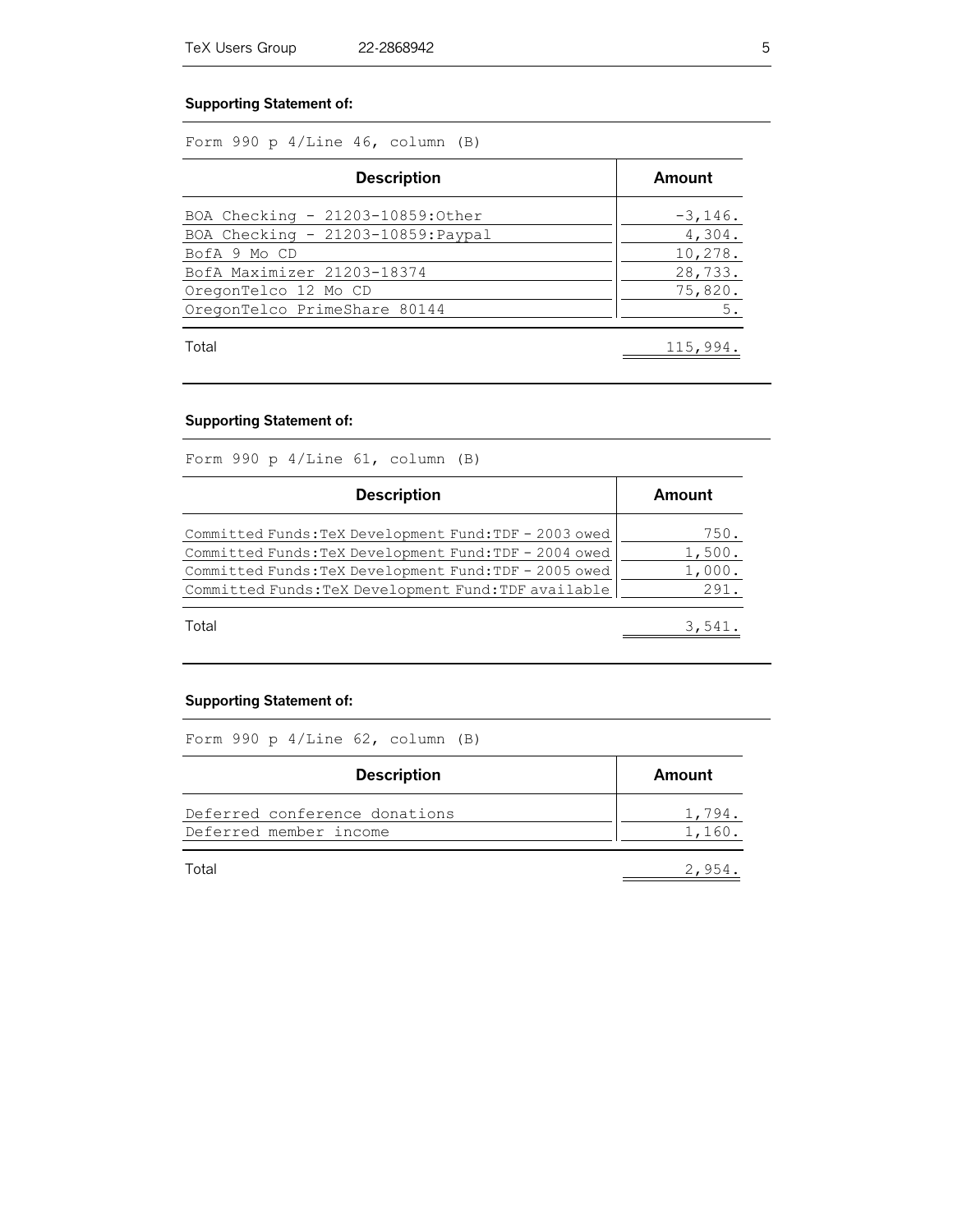**Supporting Statement of:**

Form 990 p 4/Line 46, column (B)

| Description | Amount |
|---|---|
| BOA Checking - 21203-10859:Other | -3,146. |
| BOA Checking - 21203-10859:Paypal | 4,304. |
| BofA 9 Mo CD | 10,278. |
| BofA Maximizer 21203-18374 | 28,733. |
| OregonTelco 12 Mo CD | 75,820. |
| OregonTelco PrimeShare 80144 | 5. |
| Total | 115,994. |

**Supporting Statement of:**

Form 990 p 4/Line 61, column (B)

| Description | Amount |
|---|---|
| Committed Funds:TeX Development Fund:TDF - 2003 owed | 750. |
| Committed Funds:TeX Development Fund:TDF - 2004 owed | 1,500. |
| Committed Funds:TeX Development Fund:TDF - 2005 owed | 1,000. |
| Committed Funds:TeX Development Fund:TDF available | 291. |
| Total | 3,541. |

**Supporting Statement of:**

Form 990 p 4/Line 62, column (B)

| Description | Amount |
|---|---|
| Deferred conference donations | 1,794. |
| Deferred member income | 1,160. |
| Total | 2,954. |